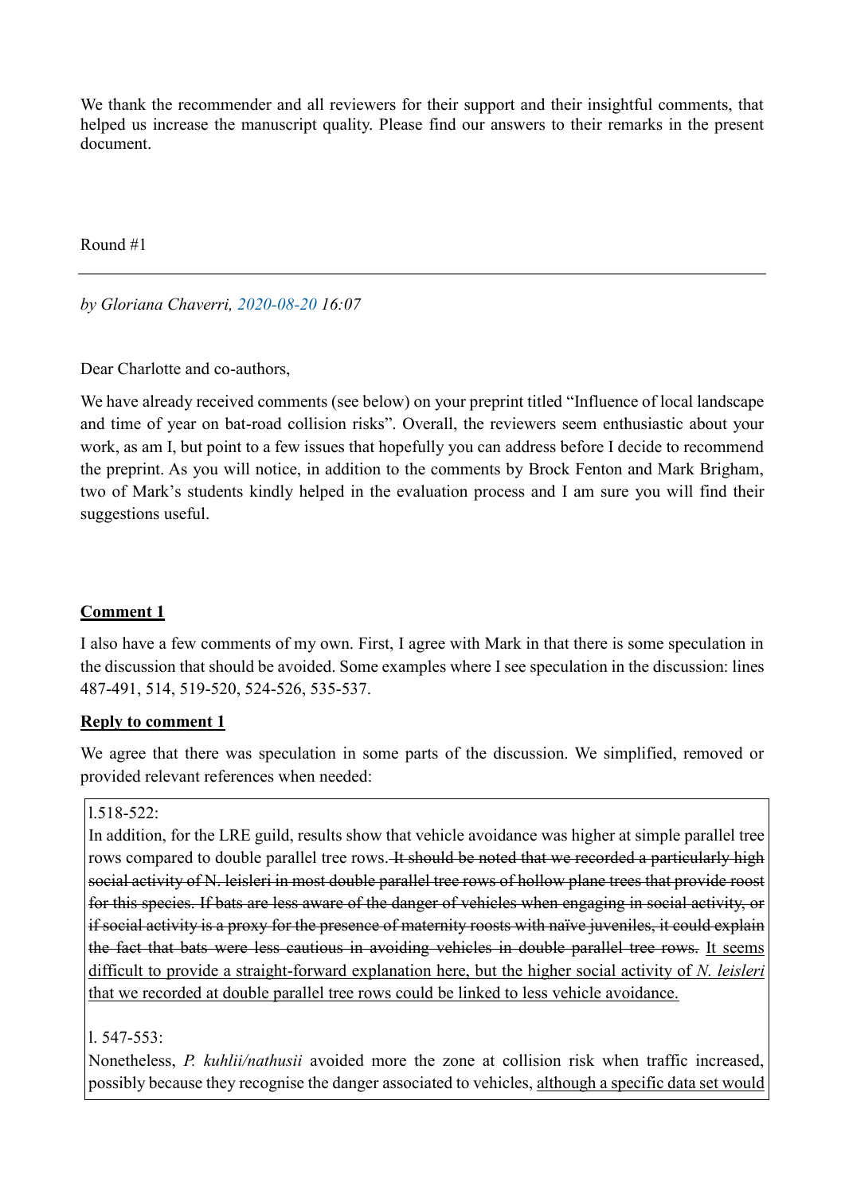We thank the recommender and all reviewers for their support and their insightful comments, that helped us increase the manuscript quality. Please find our answers to their remarks in the present document.

Round #1

---

*by Gloriana Chaverri, 2020-08-20 16:07*

Dear Charlotte and co-authors,

We have already received comments (see below) on your preprint titled "Influence of local landscape and time of year on bat-road collision risks". Overall, the reviewers seem enthusiastic about your work, as am I, but point to a few issues that hopefully you can address before I decide to recommend the preprint. As you will notice, in addition to the comments by Brock Fenton and Mark Brigham, two of Mark's students kindly helped in the evaluation process and I am sure you will find their suggestions useful.

**Comment 1**

I also have a few comments of my own. First, I agree with Mark in that there is some speculation in the discussion that should be avoided. Some examples where I see speculation in the discussion: lines 487-491, 514, 519-520, 524-526, 535-537.

**Reply to comment 1**

We agree that there was speculation in some parts of the discussion. We simplified, removed or provided relevant references when needed:

> l.518-522:
>
> In addition, for the LRE guild, results show that vehicle avoidance was higher at simple parallel tree rows compared to double parallel tree rows. ~~It should be noted that we recorded a particularly high social activity of N. leisleri in most double parallel tree rows of hollow plane trees that provide roost for this species. If bats are less aware of the danger of vehicles when engaging in social activity, or if social activity is a proxy for the presence of maternity roosts with naïve juveniles, it could explain the fact that bats were less cautious in avoiding vehicles in double parallel tree rows.~~ <u>It seems difficult to provide a straight-forward explanation here, but the higher social activity of *N. leisleri* that we recorded at double parallel tree rows could be linked to less vehicle avoidance.</u>
>
> l. 547-553:
>
> Nonetheless, *P. kuhlii/nathusii* avoided more the zone at collision risk when traffic increased, possibly because they recognise the danger associated to vehicles, <u>although a specific data set would</u>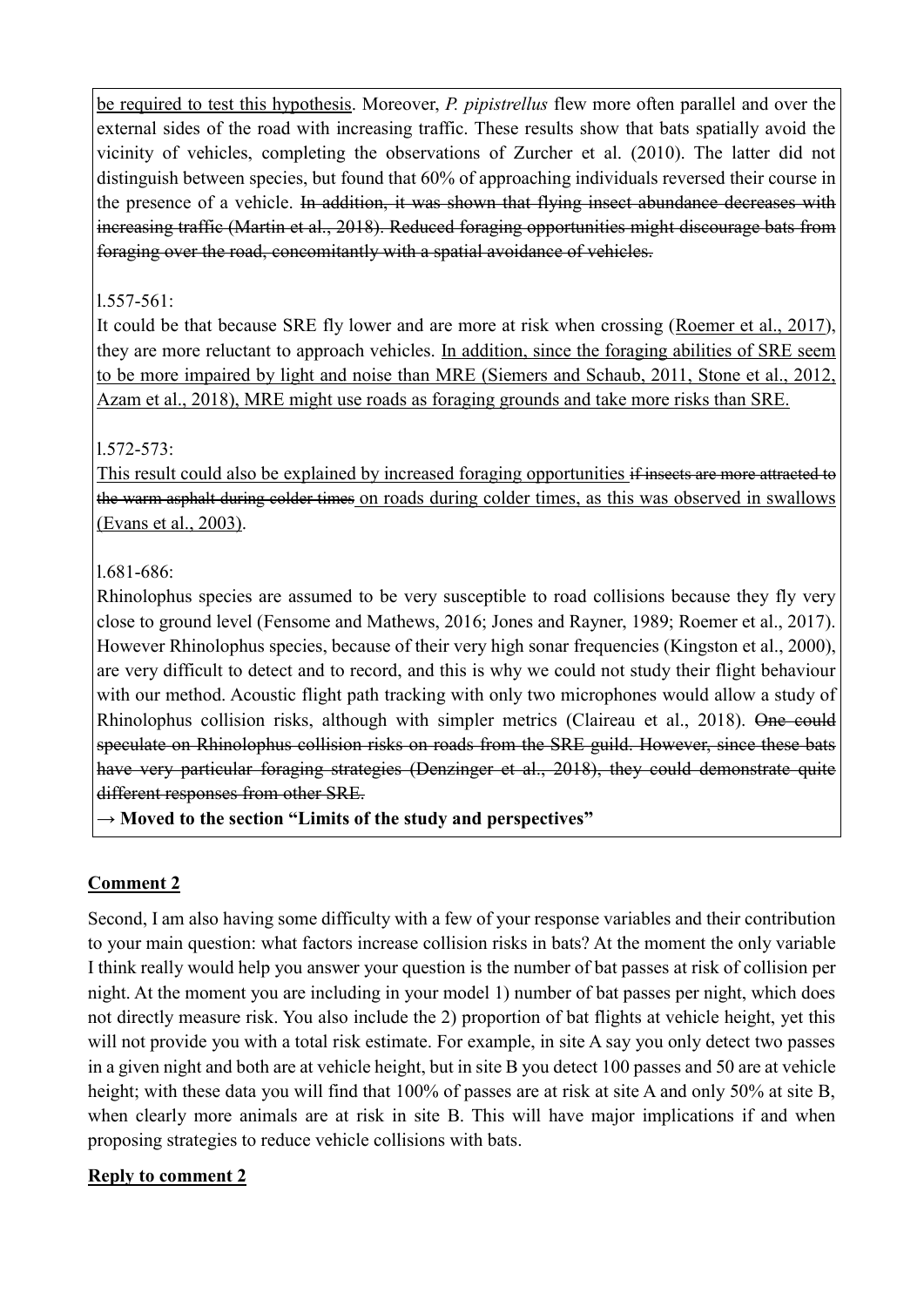<u>be required to test this hypothesis</u>. Moreover, *P. pipistrellus* flew more often parallel and over the external sides of the road with increasing traffic. These results show that bats spatially avoid the vicinity of vehicles, completing the observations of Zurcher et al. (2010). The latter did not distinguish between species, but found that 60% of approaching individuals reversed their course in the presence of a vehicle. ~~In addition, it was shown that flying insect abundance decreases with increasing traffic (Martin et al., 2018). Reduced foraging opportunities might discourage bats from foraging over the road, concomitantly with a spatial avoidance of vehicles.~~

l.557-561:

It could be that because SRE fly lower and are more at risk when crossing (<u>Roemer et al., 2017</u>), they are more reluctant to approach vehicles. <u>In addition, since the foraging abilities of SRE seem to be more impaired by light and noise than MRE (Siemers and Schaub, 2011, Stone et al., 2012, Azam et al., 2018), MRE might use roads as foraging grounds and take more risks than SRE.</u>

l.572-573:

<u>This result could also be explained by increased foraging opportunities</u> ~~if insects are more attracted to the warm asphalt during colder times~~ <u>on roads during colder times, as this was observed in swallows (Evans et al., 2003)</u>.

l.681-686:

Rhinolophus species are assumed to be very susceptible to road collisions because they fly very close to ground level (Fensome and Mathews, 2016; Jones and Rayner, 1989; Roemer et al., 2017). However Rhinolophus species, because of their very high sonar frequencies (Kingston et al., 2000), are very difficult to detect and to record, and this is why we could not study their flight behaviour with our method. Acoustic flight path tracking with only two microphones would allow a study of Rhinolophus collision risks, although with simpler metrics (Claireau et al., 2018). ~~One could speculate on Rhinolophus collision risks on roads from the SRE guild. However, since these bats have very particular foraging strategies (Denzinger et al., 2018), they could demonstrate quite different responses from other SRE.~~

**→ Moved to the section "Limits of the study and perspectives"**

## <u>Comment 2</u>

Second, I am also having some difficulty with a few of your response variables and their contribution to your main question: what factors increase collision risks in bats? At the moment the only variable I think really would help you answer your question is the number of bat passes at risk of collision per night. At the moment you are including in your model 1) number of bat passes per night, which does not directly measure risk. You also include the 2) proportion of bat flights at vehicle height, yet this will not provide you with a total risk estimate. For example, in site A say you only detect two passes in a given night and both are at vehicle height, but in site B you detect 100 passes and 50 are at vehicle height; with these data you will find that 100% of passes are at risk at site A and only 50% at site B, when clearly more animals are at risk in site B. This will have major implications if and when proposing strategies to reduce vehicle collisions with bats.

## <u>Reply to comment 2</u>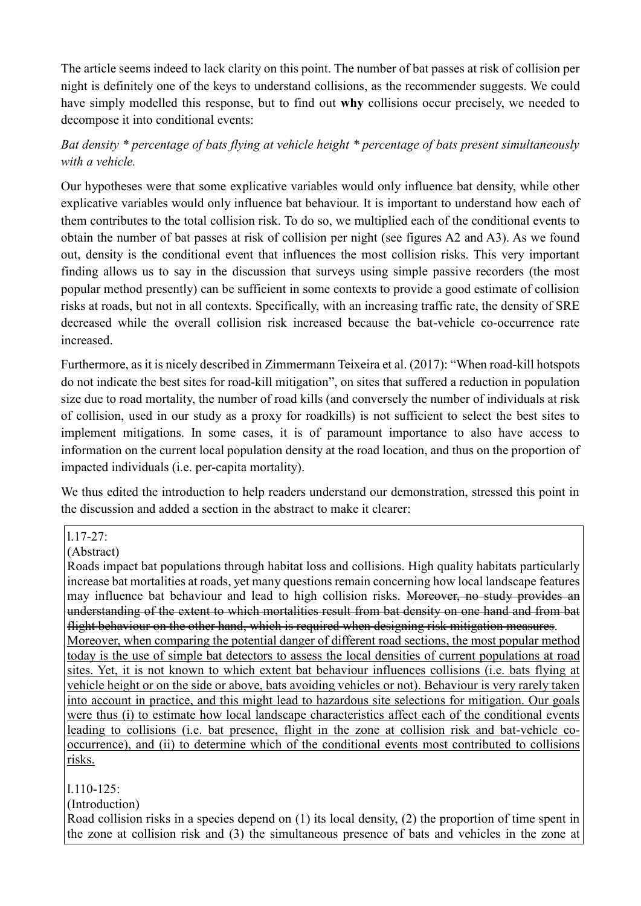The article seems indeed to lack clarity on this point. The number of bat passes at risk of collision per night is definitely one of the keys to understand collisions, as the recommender suggests. We could have simply modelled this response, but to find out **why** collisions occur precisely, we needed to decompose it into conditional events:

*Bat density * percentage of bats flying at vehicle height * percentage of bats present simultaneously with a vehicle.*

Our hypotheses were that some explicative variables would only influence bat density, while other explicative variables would only influence bat behaviour. It is important to understand how each of them contributes to the total collision risk. To do so, we multiplied each of the conditional events to obtain the number of bat passes at risk of collision per night (see figures A2 and A3). As we found out, density is the conditional event that influences the most collision risks. This very important finding allows us to say in the discussion that surveys using simple passive recorders (the most popular method presently) can be sufficient in some contexts to provide a good estimate of collision risks at roads, but not in all contexts. Specifically, with an increasing traffic rate, the density of SRE decreased while the overall collision risk increased because the bat-vehicle co-occurrence rate increased.

Furthermore, as it is nicely described in Zimmermann Teixeira et al. (2017): "When road-kill hotspots do not indicate the best sites for road-kill mitigation", on sites that suffered a reduction in population size due to road mortality, the number of road kills (and conversely the number of individuals at risk of collision, used in our study as a proxy for roadkills) is not sufficient to select the best sites to implement mitigations. In some cases, it is of paramount importance to also have access to information on the current local population density at the road location, and thus on the proportion of impacted individuals (i.e. per-capita mortality).

We thus edited the introduction to help readers understand our demonstration, stressed this point in the discussion and added a section in the abstract to make it clearer:

l.17-27:
(Abstract)
Roads impact bat populations through habitat loss and collisions. High quality habitats particularly increase bat mortalities at roads, yet many questions remain concerning how local landscape features may influence bat behaviour and lead to high collision risks. ~~Moreover, no study provides an understanding of the extent to which mortalities result from bat density on one hand and from bat flight behaviour on the other hand, which is required when designing risk mitigation measures~~.
<u>Moreover, when comparing the potential danger of different road sections, the most popular method today is the use of simple bat detectors to assess the local densities of current populations at road sites. Yet, it is not known to which extent bat behaviour influences collisions (i.e. bats flying at vehicle height or on the side or above, bats avoiding vehicles or not). Behaviour is very rarely taken into account in practice, and this might lead to hazardous site selections for mitigation. Our goals were thus (i) to estimate how local landscape characteristics affect each of the conditional events leading to collisions (i.e. bat presence, flight in the zone at collision risk and bat-vehicle co-occurrence), and (ii) to determine which of the conditional events most contributed to collisions risks.</u>

l.110-125:
(Introduction)
Road collision risks in a species depend on (1) its local density, (2) the proportion of time spent in the zone at collision risk and (3) the simultaneous presence of bats and vehicles in the zone at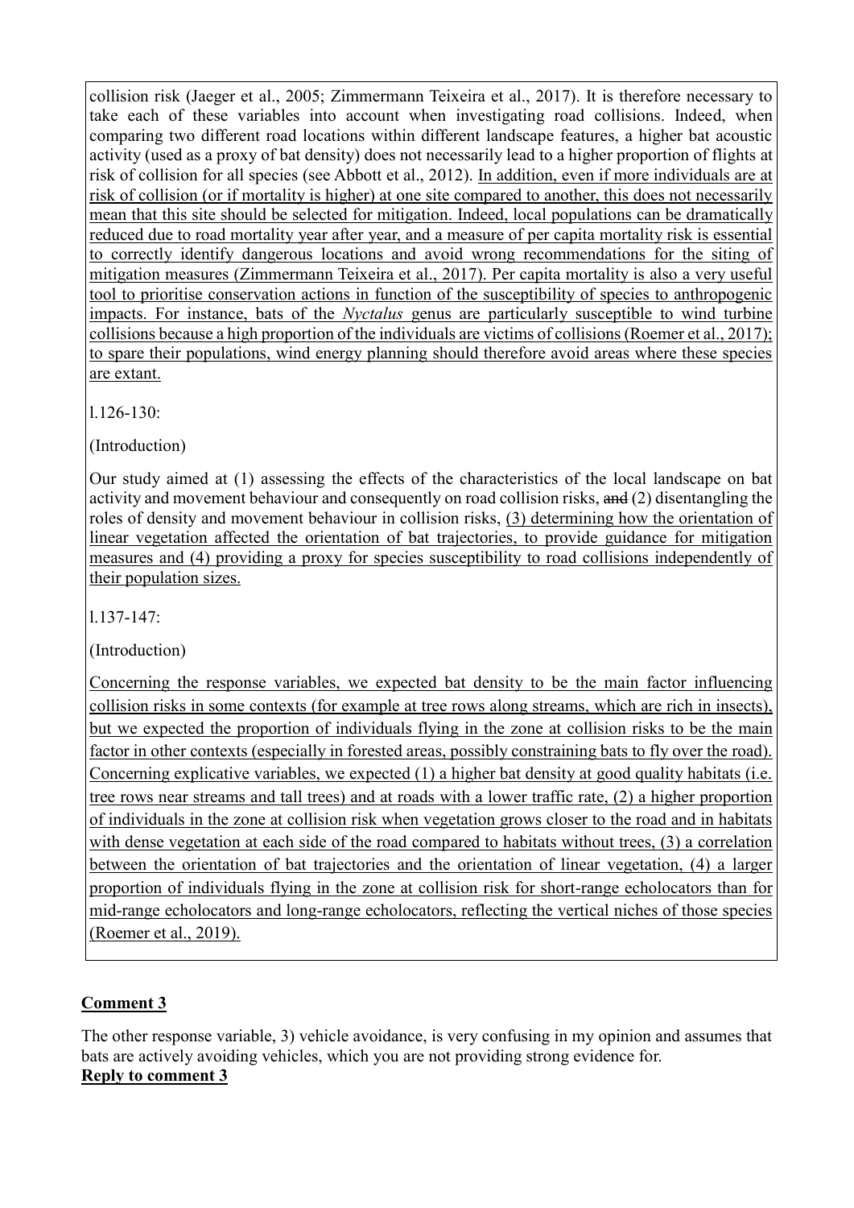collision risk (Jaeger et al., 2005; Zimmermann Teixeira et al., 2017). It is therefore necessary to take each of these variables into account when investigating road collisions. Indeed, when comparing two different road locations within different landscape features, a higher bat acoustic activity (used as a proxy of bat density) does not necessarily lead to a higher proportion of flights at risk of collision for all species (see Abbott et al., 2012). In addition, even if more individuals are at risk of collision (or if mortality is higher) at one site compared to another, this does not necessarily mean that this site should be selected for mitigation. Indeed, local populations can be dramatically reduced due to road mortality year after year, and a measure of per capita mortality risk is essential to correctly identify dangerous locations and avoid wrong recommendations for the siting of mitigation measures (Zimmermann Teixeira et al., 2017). Per capita mortality is also a very useful tool to prioritise conservation actions in function of the susceptibility of species to anthropogenic impacts. For instance, bats of the *Nyctalus* genus are particularly susceptible to wind turbine collisions because a high proportion of the individuals are victims of collisions (Roemer et al., 2017); to spare their populations, wind energy planning should therefore avoid areas where these species are extant.

l.126-130:

(Introduction)

Our study aimed at (1) assessing the effects of the characteristics of the local landscape on bat activity and movement behaviour and consequently on road collision risks, ~~and~~ (2) disentangling the roles of density and movement behaviour in collision risks, (3) determining how the orientation of linear vegetation affected the orientation of bat trajectories, to provide guidance for mitigation measures and (4) providing a proxy for species susceptibility to road collisions independently of their population sizes.

l.137-147:

(Introduction)

Concerning the response variables, we expected bat density to be the main factor influencing collision risks in some contexts (for example at tree rows along streams, which are rich in insects), but we expected the proportion of individuals flying in the zone at collision risks to be the main factor in other contexts (especially in forested areas, possibly constraining bats to fly over the road). Concerning explicative variables, we expected (1) a higher bat density at good quality habitats (i.e. tree rows near streams and tall trees) and at roads with a lower traffic rate, (2) a higher proportion of individuals in the zone at collision risk when vegetation grows closer to the road and in habitats with dense vegetation at each side of the road compared to habitats without trees, (3) a correlation between the orientation of bat trajectories and the orientation of linear vegetation, (4) a larger proportion of individuals flying in the zone at collision risk for short-range echolocators than for mid-range echolocators and long-range echolocators, reflecting the vertical niches of those species (Roemer et al., 2019).

**Comment 3**

The other response variable, 3) vehicle avoidance, is very confusing in my opinion and assumes that bats are actively avoiding vehicles, which you are not providing strong evidence for.

**Reply to comment 3**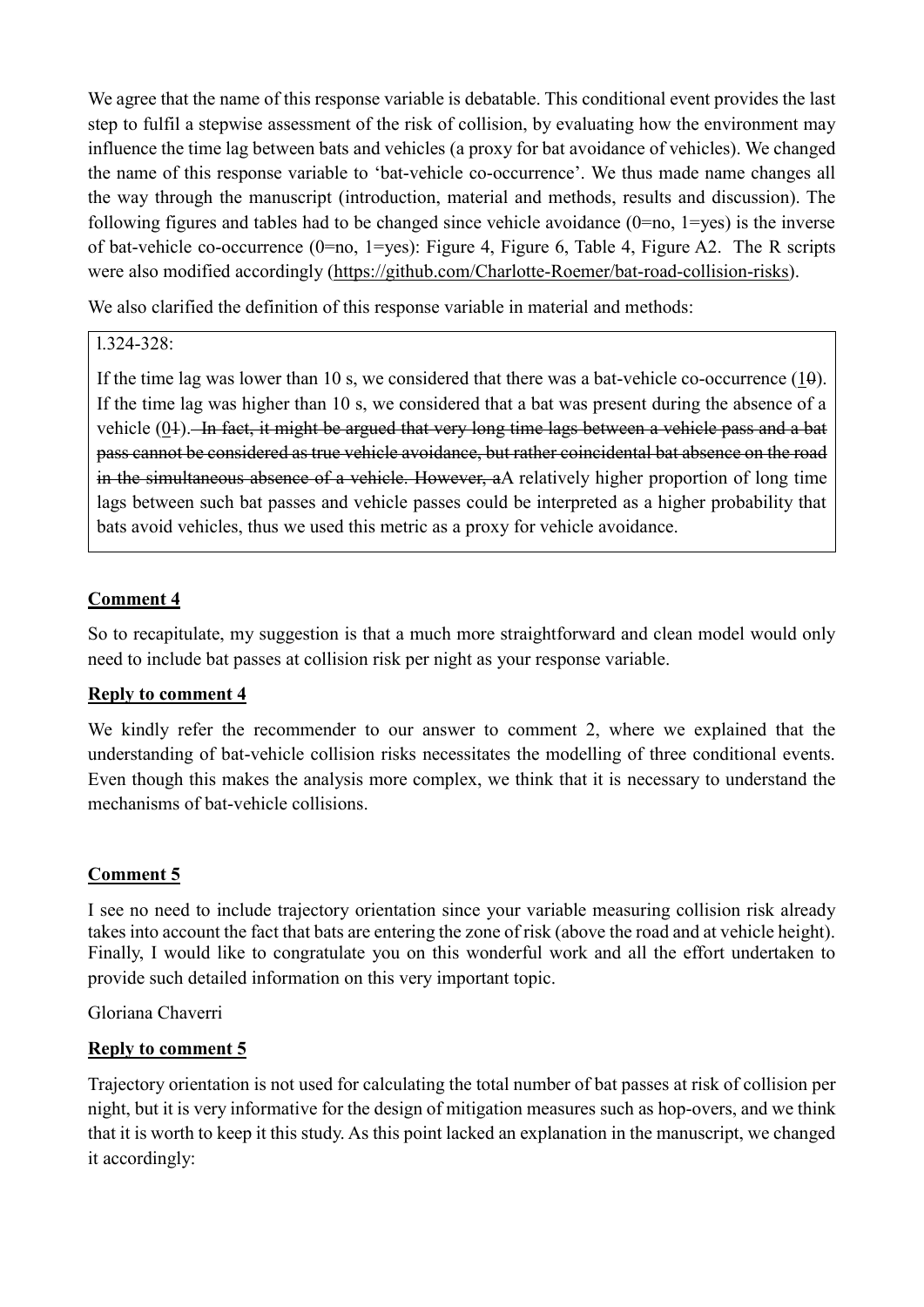We agree that the name of this response variable is debatable. This conditional event provides the last step to fulfil a stepwise assessment of the risk of collision, by evaluating how the environment may influence the time lag between bats and vehicles (a proxy for bat avoidance of vehicles). We changed the name of this response variable to 'bat-vehicle co-occurrence'. We thus made name changes all the way through the manuscript (introduction, material and methods, results and discussion). The following figures and tables had to be changed since vehicle avoidance (0=no, 1=yes) is the inverse of bat-vehicle co-occurrence (0=no, 1=yes): Figure 4, Figure 6, Table 4, Figure A2. The R scripts were also modified accordingly (https://github.com/Charlotte-Roemer/bat-road-collision-risks).

We also clarified the definition of this response variable in material and methods:

> l.324-328:
>
> If the time lag was lower than 10 s, we considered that there was a bat-vehicle co-occurrence (1~~0~~). If the time lag was higher than 10 s, we considered that a bat was present during the absence of a vehicle (0~~1~~). ~~In fact, it might be argued that very long time lags between a vehicle pass and a bat pass cannot be considered as true vehicle avoidance, but rather coincidental bat absence on the road in the simultaneous absence of a vehicle. However, a~~A relatively higher proportion of long time lags between such bat passes and vehicle passes could be interpreted as a higher probability that bats avoid vehicles, thus we used this metric as a proxy for vehicle avoidance.

**Comment 4**

So to recapitulate, my suggestion is that a much more straightforward and clean model would only need to include bat passes at collision risk per night as your response variable.

**Reply to comment 4**

We kindly refer the recommender to our answer to comment 2, where we explained that the understanding of bat-vehicle collision risks necessitates the modelling of three conditional events. Even though this makes the analysis more complex, we think that it is necessary to understand the mechanisms of bat-vehicle collisions.

**Comment 5**

I see no need to include trajectory orientation since your variable measuring collision risk already takes into account the fact that bats are entering the zone of risk (above the road and at vehicle height). Finally, I would like to congratulate you on this wonderful work and all the effort undertaken to provide such detailed information on this very important topic.

Gloriana Chaverri

**Reply to comment 5**

Trajectory orientation is not used for calculating the total number of bat passes at risk of collision per night, but it is very informative for the design of mitigation measures such as hop-overs, and we think that it is worth to keep it this study. As this point lacked an explanation in the manuscript, we changed it accordingly: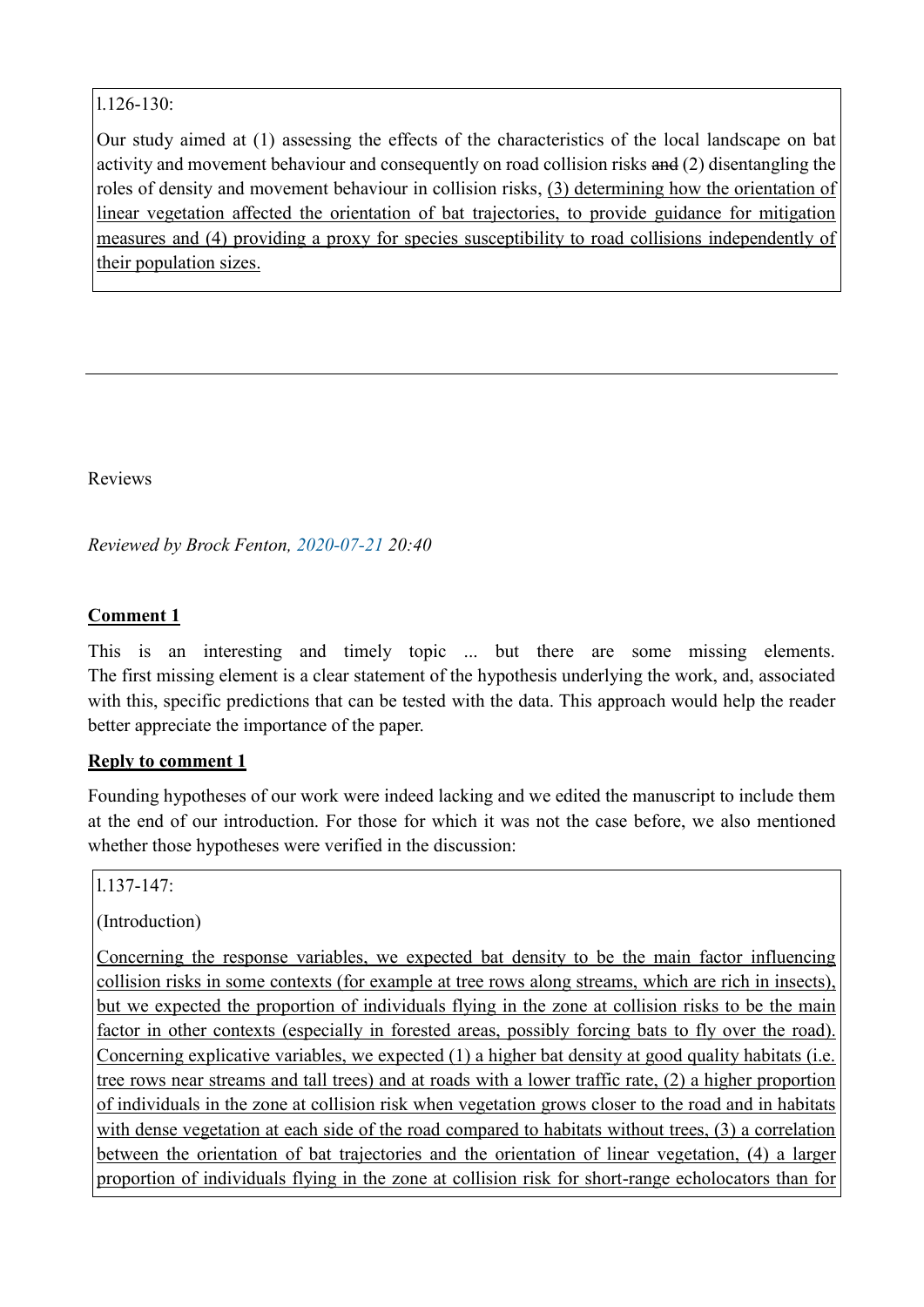l.126-130:

Our study aimed at (1) assessing the effects of the characteristics of the local landscape on bat activity and movement behaviour and consequently on road collision risks ~~and~~ (2) disentangling the roles of density and movement behaviour in collision risks, <u>(3) determining how the orientation of linear vegetation affected the orientation of bat trajectories, to provide guidance for mitigation measures and (4) providing a proxy for species susceptibility to road collisions independently of their population sizes.</u>

---

Reviews

*Reviewed by Brock Fenton, 2020-07-21 20:40*

**<u>Comment 1</u>**

This is an interesting and timely topic ... but there are some missing elements. The first missing element is a clear statement of the hypothesis underlying the work, and, associated with this, specific predictions that can be tested with the data. This approach would help the reader better appreciate the importance of the paper.

**<u>Reply to comment 1</u>**

Founding hypotheses of our work were indeed lacking and we edited the manuscript to include them at the end of our introduction. For those for which it was not the case before, we also mentioned whether those hypotheses were verified in the discussion:

l.137-147:

(Introduction)

<u>Concerning the response variables, we expected bat density to be the main factor influencing collision risks in some contexts (for example at tree rows along streams, which are rich in insects), but we expected the proportion of individuals flying in the zone at collision risks to be the main factor in other contexts (especially in forested areas, possibly forcing bats to fly over the road). Concerning explicative variables, we expected (1) a higher bat density at good quality habitats (i.e. tree rows near streams and tall trees) and at roads with a lower traffic rate, (2) a higher proportion of individuals in the zone at collision risk when vegetation grows closer to the road and in habitats with dense vegetation at each side of the road compared to habitats without trees, (3) a correlation between the orientation of bat trajectories and the orientation of linear vegetation, (4) a larger proportion of individuals flying in the zone at collision risk for short-range echolocators than for</u>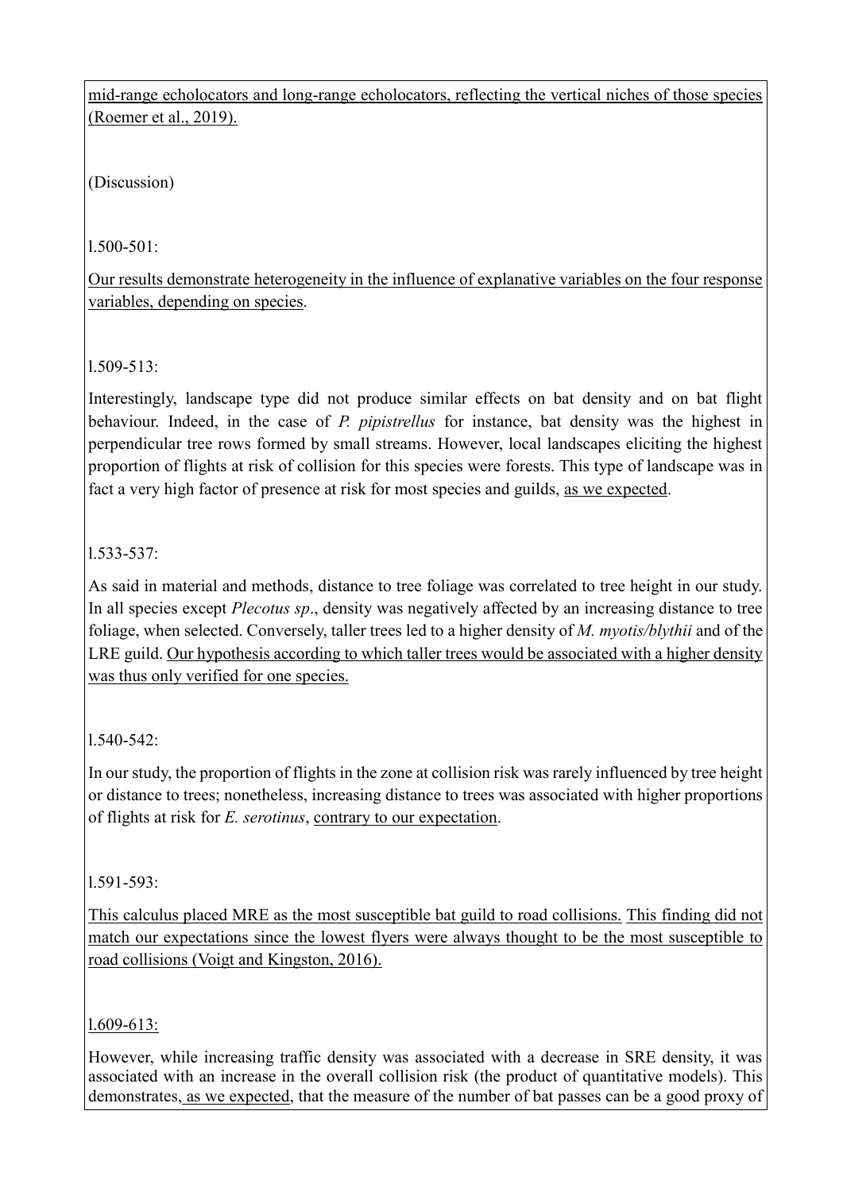mid-range echolocators and long-range echolocators, reflecting the vertical niches of those species (Roemer et al., 2019).

(Discussion)

l.500-501:

Our results demonstrate heterogeneity in the influence of explanative variables on the four response variables, depending on species.

l.509-513:

Interestingly, landscape type did not produce similar effects on bat density and on bat flight behaviour. Indeed, in the case of *P. pipistrellus* for instance, bat density was the highest in perpendicular tree rows formed by small streams. However, local landscapes eliciting the highest proportion of flights at risk of collision for this species were forests. This type of landscape was in fact a very high factor of presence at risk for most species and guilds, as we expected.

l.533-537:

As said in material and methods, distance to tree foliage was correlated to tree height in our study. In all species except *Plecotus sp*., density was negatively affected by an increasing distance to tree foliage, when selected. Conversely, taller trees led to a higher density of *M. myotis/blythii* and of the LRE guild. Our hypothesis according to which taller trees would be associated with a higher density was thus only verified for one species.

l.540-542:

In our study, the proportion of flights in the zone at collision risk was rarely influenced by tree height or distance to trees; nonetheless, increasing distance to trees was associated with higher proportions of flights at risk for *E. serotinus*, contrary to our expectation.

l.591-593:

This calculus placed MRE as the most susceptible bat guild to road collisions. This finding did not match our expectations since the lowest flyers were always thought to be the most susceptible to road collisions (Voigt and Kingston, 2016).

l.609-613:

However, while increasing traffic density was associated with a decrease in SRE density, it was associated with an increase in the overall collision risk (the product of quantitative models). This demonstrates, as we expected, that the measure of the number of bat passes can be a good proxy of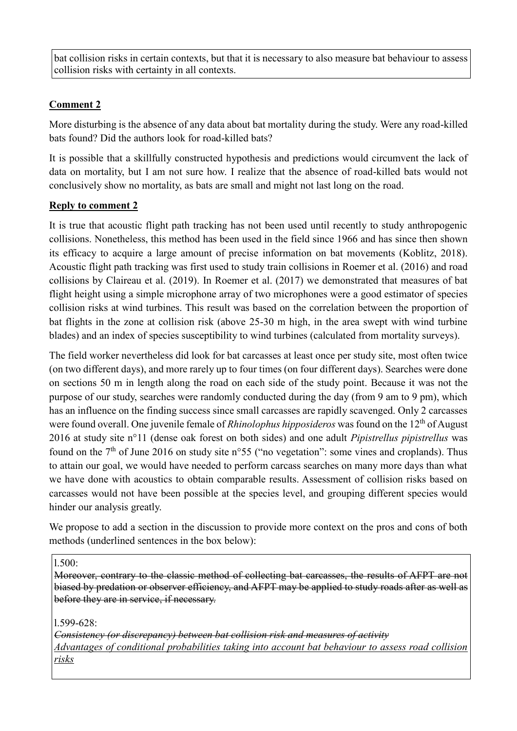bat collision risks in certain contexts, but that it is necessary to also measure bat behaviour to assess collision risks with certainty in all contexts.

**Comment 2**

More disturbing is the absence of any data about bat mortality during the study. Were any road-killed bats found? Did the authors look for road-killed bats?

It is possible that a skillfully constructed hypothesis and predictions would circumvent the lack of data on mortality, but I am not sure how. I realize that the absence of road-killed bats would not conclusively show no mortality, as bats are small and might not last long on the road.

**Reply to comment 2**

It is true that acoustic flight path tracking has not been used until recently to study anthropogenic collisions. Nonetheless, this method has been used in the field since 1966 and has since then shown its efficacy to acquire a large amount of precise information on bat movements (Koblitz, 2018). Acoustic flight path tracking was first used to study train collisions in Roemer et al. (2016) and road collisions by Claireau et al. (2019). In Roemer et al. (2017) we demonstrated that measures of bat flight height using a simple microphone array of two microphones were a good estimator of species collision risks at wind turbines. This result was based on the correlation between the proportion of bat flights in the zone at collision risk (above 25-30 m high, in the area swept with wind turbine blades) and an index of species susceptibility to wind turbines (calculated from mortality surveys).

The field worker nevertheless did look for bat carcasses at least once per study site, most often twice (on two different days), and more rarely up to four times (on four different days). Searches were done on sections 50 m in length along the road on each side of the study point. Because it was not the purpose of our study, searches were randomly conducted during the day (from 9 am to 9 pm), which has an influence on the finding success since small carcasses are rapidly scavenged. Only 2 carcasses were found overall. One juvenile female of *Rhinolophus hipposideros* was found on the 12th of August 2016 at study site n°11 (dense oak forest on both sides) and one adult *Pipistrellus pipistrellus* was found on the 7th of June 2016 on study site n°55 ("no vegetation": some vines and croplands). Thus to attain our goal, we would have needed to perform carcass searches on many more days than what we have done with acoustics to obtain comparable results. Assessment of collision risks based on carcasses would not have been possible at the species level, and grouping different species would hinder our analysis greatly.

We propose to add a section in the discussion to provide more context on the pros and cons of both methods (underlined sentences in the box below):

l.500:
~~Moreover, contrary to the classic method of collecting bat carcasses, the results of AFPT are not biased by predation or observer efficiency, and AFPT may be applied to study roads after as well as before they are in service, if necessary.~~

l.599-628:
~~*Consistency (or discrepancy) between bat collision risk and measures of activity*~~
<u>*Advantages of conditional probabilities taking into account bat behaviour to assess road collision risks*</u>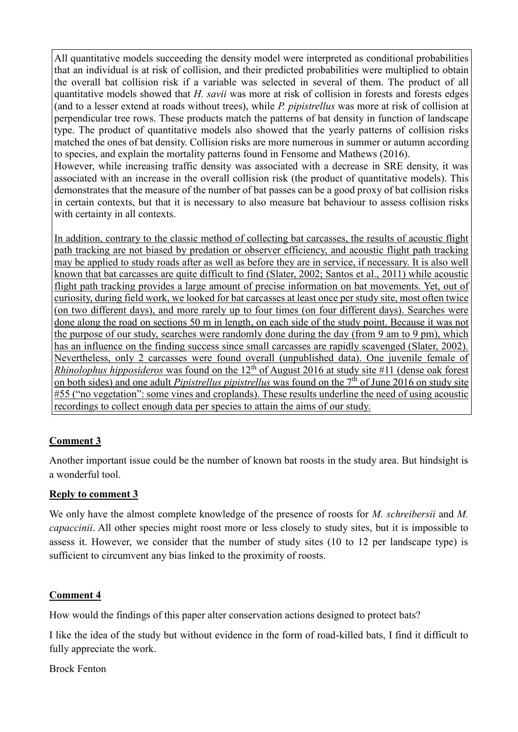All quantitative models succeeding the density model were interpreted as conditional probabilities that an individual is at risk of collision, and their predicted probabilities were multiplied to obtain the overall bat collision risk if a variable was selected in several of them. The product of all quantitative models showed that *H. savii* was more at risk of collision in forests and forests edges (and to a lesser extend at roads without trees), while *P. pipistrellus* was more at risk of collision at perpendicular tree rows. These products match the patterns of bat density in function of landscape type. The product of quantitative models also showed that the yearly patterns of collision risks matched the ones of bat density. Collision risks are more numerous in summer or autumn according to species, and explain the mortality patterns found in Fensome and Mathews (2016).

However, while increasing traffic density was associated with a decrease in SRE density, it was associated with an increase in the overall collision risk (the product of quantitative models). This demonstrates that the measure of the number of bat passes can be a good proxy of bat collision risks in certain contexts, but that it is necessary to also measure bat behaviour to assess collision risks with certainty in all contexts.

In addition, contrary to the classic method of collecting bat carcasses, the results of acoustic flight path tracking are not biased by predation or observer efficiency, and acoustic flight path tracking may be applied to study roads after as well as before they are in service, if necessary. It is also well known that bat carcasses are quite difficult to find (Slater, 2002; Santos et al., 2011) while acoustic flight path tracking provides a large amount of precise information on bat movements. Yet, out of curiosity, during field work, we looked for bat carcasses at least once per study site, most often twice (on two different days), and more rarely up to four times (on four different days). Searches were done along the road on sections 50 m in length, on each side of the study point. Because it was not the purpose of our study, searches were randomly done during the day (from 9 am to 9 pm), which has an influence on the finding success since small carcasses are rapidly scavenged (Slater, 2002). Nevertheless, only 2 carcasses were found overall (unpublished data). One juvenile female of *Rhinolophus hipposideros* was found on the 12th of August 2016 at study site #11 (dense oak forest on both sides) and one adult *Pipistrellus pipistrellus* was found on the 7th of June 2016 on study site #55 ("no vegetation": some vines and croplands). These results underline the need of using acoustic recordings to collect enough data per species to attain the aims of our study.

**Comment 3**

Another important issue could be the number of known bat roosts in the study area. But hindsight is a wonderful tool.

**Reply to comment 3**

We only have the almost complete knowledge of the presence of roosts for *M. schreibersii* and *M. capaccinii*. All other species might roost more or less closely to study sites, but it is impossible to assess it. However, we consider that the number of study sites (10 to 12 per landscape type) is sufficient to circumvent any bias linked to the proximity of roosts.

**Comment 4**

How would the findings of this paper alter conservation actions designed to protect bats?

I like the idea of the study but without evidence in the form of road-killed bats, I find it difficult to fully appreciate the work.

Brock Fenton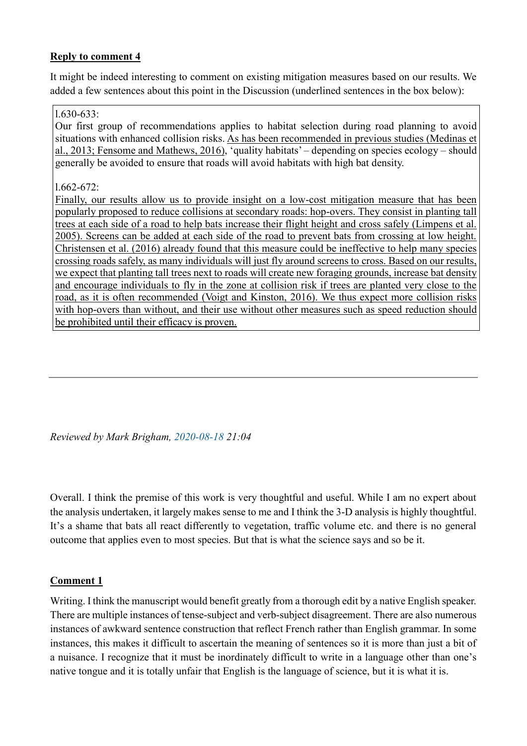**Reply to comment 4**

It might be indeed interesting to comment on existing mitigation measures based on our results. We added a few sentences about this point in the Discussion (underlined sentences in the box below):

> l.630-633:
>
> Our first group of recommendations applies to habitat selection during road planning to avoid situations with enhanced collision risks. <u>As has been recommended in previous studies (Medinas et al., 2013; Fensome and Mathews, 2016)</u>, 'quality habitats' – depending on species ecology – should generally be avoided to ensure that roads will avoid habitats with high bat density.
>
> l.662-672:
>
> <u>Finally, our results allow us to provide insight on a low-cost mitigation measure that has been popularly proposed to reduce collisions at secondary roads: hop-overs. They consist in planting tall trees at each side of a road to help bats increase their flight height and cross safely (Limpens et al. 2005). Screens can be added at each side of the road to prevent bats from crossing at low height. Christensen et al. (2016) already found that this measure could be ineffective to help many species crossing roads safely, as many individuals will just fly around screens to cross. Based on our results, we expect that planting tall trees next to roads will create new foraging grounds, increase bat density and encourage individuals to fly in the zone at collision risk if trees are planted very close to the road, as it is often recommended (Voigt and Kinston, 2016). We thus expect more collision risks with hop-overs than without, and their use without other measures such as speed reduction should be prohibited until their efficacy is proven.</u>

---

*Reviewed by Mark Brigham, 2020-08-18 21:04*

Overall. I think the premise of this work is very thoughtful and useful. While I am no expert about the analysis undertaken, it largely makes sense to me and I think the 3-D analysis is highly thoughtful. It's a shame that bats all react differently to vegetation, traffic volume etc. and there is no general outcome that applies even to most species. But that is what the science says and so be it.

**Comment 1**

Writing. I think the manuscript would benefit greatly from a thorough edit by a native English speaker. There are multiple instances of tense-subject and verb-subject disagreement. There are also numerous instances of awkward sentence construction that reflect French rather than English grammar. In some instances, this makes it difficult to ascertain the meaning of sentences so it is more than just a bit of a nuisance. I recognize that it must be inordinately difficult to write in a language other than one's native tongue and it is totally unfair that English is the language of science, but it is what it is.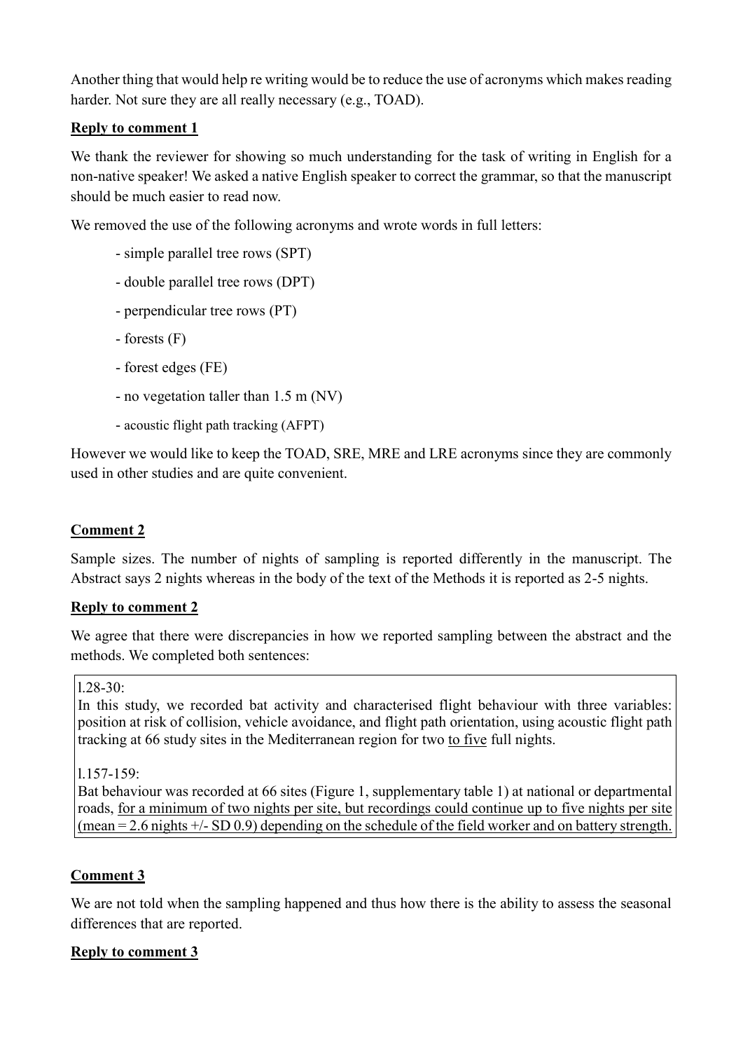Another thing that would help re writing would be to reduce the use of acronyms which makes reading harder. Not sure they are all really necessary (e.g., TOAD).

**Reply to comment 1**

We thank the reviewer for showing so much understanding for the task of writing in English for a non-native speaker! We asked a native English speaker to correct the grammar, so that the manuscript should be much easier to read now.

We removed the use of the following acronyms and wrote words in full letters:

- simple parallel tree rows (SPT)
- double parallel tree rows (DPT)
- perpendicular tree rows (PT)
- forests (F)
- forest edges (FE)
- no vegetation taller than 1.5 m (NV)
- acoustic flight path tracking (AFPT)

However we would like to keep the TOAD, SRE, MRE and LRE acronyms since they are commonly used in other studies and are quite convenient.

**Comment 2**

Sample sizes. The number of nights of sampling is reported differently in the manuscript. The Abstract says 2 nights whereas in the body of the text of the Methods it is reported as 2-5 nights.

**Reply to comment 2**

We agree that there were discrepancies in how we reported sampling between the abstract and the methods. We completed both sentences:

> l.28-30:
> In this study, we recorded bat activity and characterised flight behaviour with three variables: position at risk of collision, vehicle avoidance, and flight path orientation, using acoustic flight path tracking at 66 study sites in the Mediterranean region for two <u>to five</u> full nights.
>
> l.157-159:
> Bat behaviour was recorded at 66 sites (Figure 1, supplementary table 1) at national or departmental roads, <u>for a minimum of two nights per site, but recordings could continue up to five nights per site (mean = 2.6 nights +/- SD 0.9) depending on the schedule of the field worker and on battery strength.</u>

**Comment 3**

We are not told when the sampling happened and thus how there is the ability to assess the seasonal differences that are reported.

**Reply to comment 3**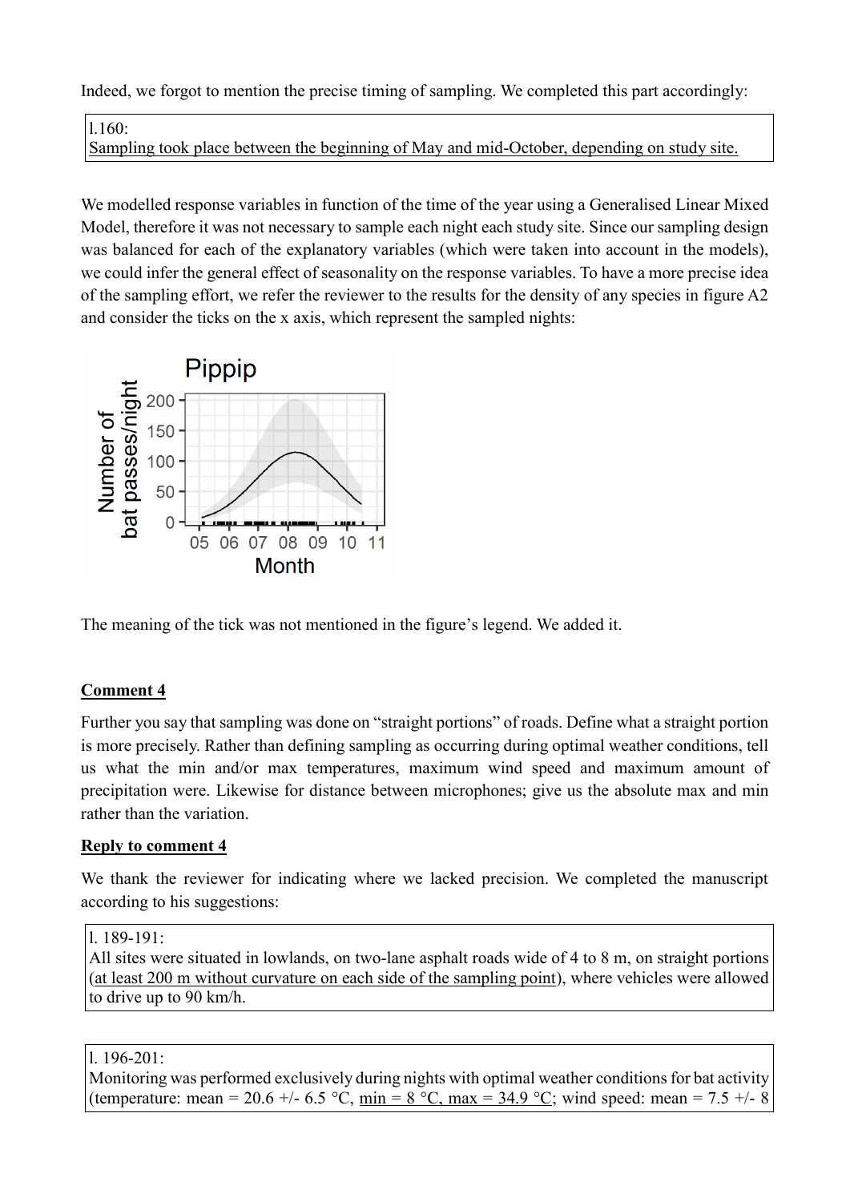Indeed, we forgot to mention the precise timing of sampling. We completed this part accordingly:

> l.160:
> Sampling took place between the beginning of May and mid-October, depending on study site.

We modelled response variables in function of the time of the year using a Generalised Linear Mixed Model, therefore it was not necessary to sample each night each study site. Since our sampling design was balanced for each of the explanatory variables (which were taken into account in the models), we could infer the general effect of seasonality on the response variables. To have a more precise idea of the sampling effort, we refer the reviewer to the results for the density of any species in figure A2 and consider the ticks on the x axis, which represent the sampled nights:

The meaning of the tick was not mentioned in the figure's legend. We added it.

**Comment 4**

Further you say that sampling was done on "straight portions" of roads. Define what a straight portion is more precisely. Rather than defining sampling as occurring during optimal weather conditions, tell us what the min and/or max temperatures, maximum wind speed and maximum amount of precipitation were. Likewise for distance between microphones; give us the absolute max and min rather than the variation.

**Reply to comment 4**

We thank the reviewer for indicating where we lacked precision. We completed the manuscript according to his suggestions:

> l. 189-191:
> All sites were situated in lowlands, on two-lane asphalt roads wide of 4 to 8 m, on straight portions (at least 200 m without curvature on each side of the sampling point), where vehicles were allowed to drive up to 90 km/h.

> l. 196-201:
> Monitoring was performed exclusively during nights with optimal weather conditions for bat activity (temperature: mean = 20.6 +/- 6.5 °C, min = 8 °C, max = 34.9 °C; wind speed: mean = 7.5 +/- 8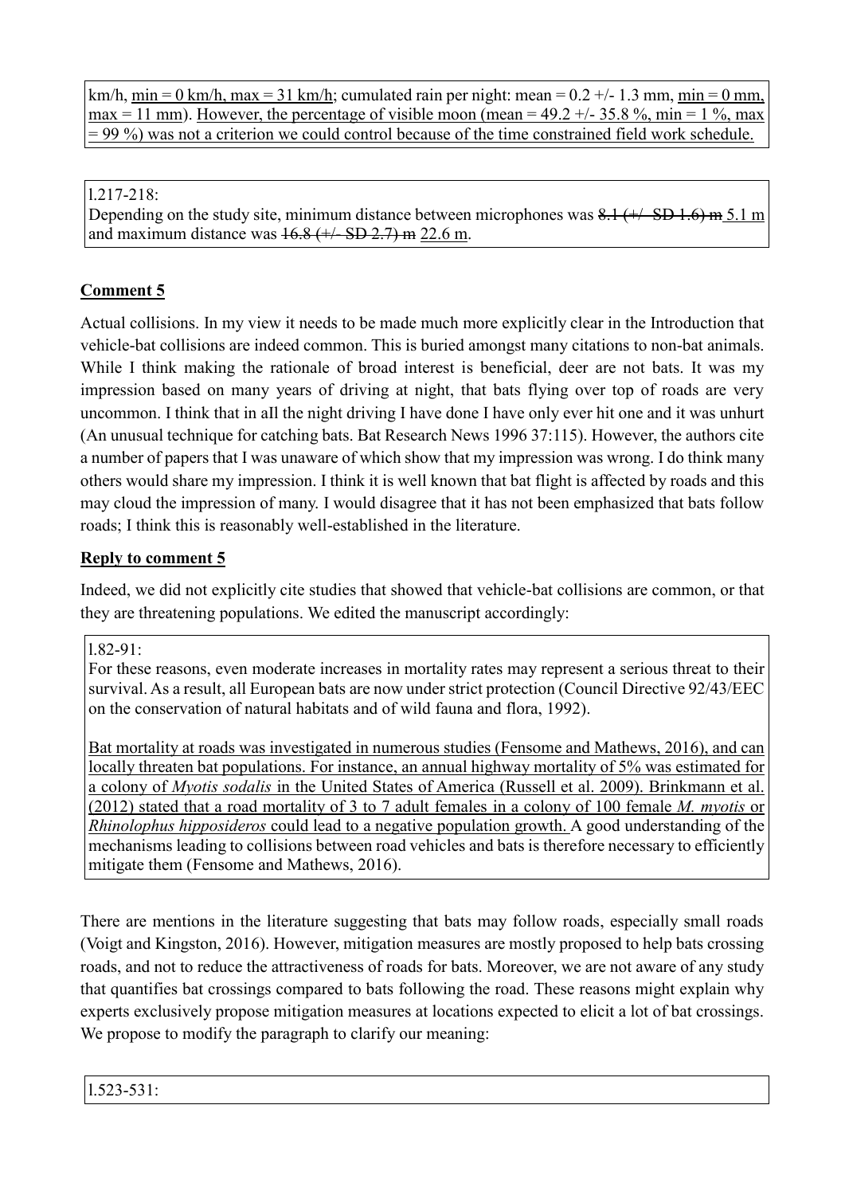km/h, min = 0 km/h, max = 31 km/h; cumulated rain per night: mean = 0.2 +/- 1.3 mm, min = 0 mm, max = 11 mm). However, the percentage of visible moon (mean = 49.2 +/- 35.8 %, min = 1 %, max = 99 %) was not a criterion we could control because of the time constrained field work schedule.

l.217-218:
Depending on the study site, minimum distance between microphones was ~~8.1 (+/- SD 1.6) m~~ 5.1 m and maximum distance was ~~16.8 (+/- SD 2.7) m~~ 22.6 m.

## Comment 5

Actual collisions. In my view it needs to be made much more explicitly clear in the Introduction that vehicle-bat collisions are indeed common. This is buried amongst many citations to non-bat animals. While I think making the rationale of broad interest is beneficial, deer are not bats. It was my impression based on many years of driving at night, that bats flying over top of roads are very uncommon. I think that in all the night driving I have done I have only ever hit one and it was unhurt (An unusual technique for catching bats. Bat Research News 1996 37:115). However, the authors cite a number of papers that I was unaware of which show that my impression was wrong. I do think many others would share my impression. I think it is well known that bat flight is affected by roads and this may cloud the impression of many. I would disagree that it has not been emphasized that bats follow roads; I think this is reasonably well-established in the literature.

## Reply to comment 5

Indeed, we did not explicitly cite studies that showed that vehicle-bat collisions are common, or that they are threatening populations. We edited the manuscript accordingly:

l.82-91:
For these reasons, even moderate increases in mortality rates may represent a serious threat to their survival. As a result, all European bats are now under strict protection (Council Directive 92/43/EEC on the conservation of natural habitats and of wild fauna and flora, 1992).

Bat mortality at roads was investigated in numerous studies (Fensome and Mathews, 2016), and can locally threaten bat populations. For instance, an annual highway mortality of 5% was estimated for a colony of *Myotis sodalis* in the United States of America (Russell et al. 2009). Brinkmann et al. (2012) stated that a road mortality of 3 to 7 adult females in a colony of 100 female *M. myotis* or *Rhinolophus hipposideros* could lead to a negative population growth. A good understanding of the mechanisms leading to collisions between road vehicles and bats is therefore necessary to efficiently mitigate them (Fensome and Mathews, 2016).

There are mentions in the literature suggesting that bats may follow roads, especially small roads (Voigt and Kingston, 2016). However, mitigation measures are mostly proposed to help bats crossing roads, and not to reduce the attractiveness of roads for bats. Moreover, we are not aware of any study that quantifies bat crossings compared to bats following the road. These reasons might explain why experts exclusively propose mitigation measures at locations expected to elicit a lot of bat crossings. We propose to modify the paragraph to clarify our meaning:

l.523-531: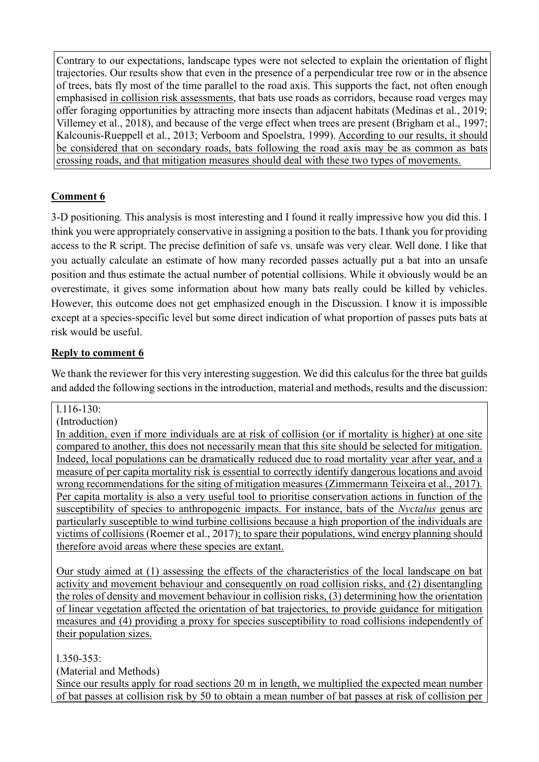Contrary to our expectations, landscape types were not selected to explain the orientation of flight trajectories. Our results show that even in the presence of a perpendicular tree row or in the absence of trees, bats fly most of the time parallel to the road axis. This supports the fact, not often enough emphasised <u>in collision risk assessments</u>, that bats use roads as corridors, because road verges may offer foraging opportunities by attracting more insects than adjacent habitats (Medinas et al., 2019; Villemey et al., 2018), and because of the verge effect when trees are present (Brigham et al., 1997; Kalcounis-Rueppell et al., 2013; Verboom and Spoelstra, 1999). <u>According to our results, it should be considered that on secondary roads, bats following the road axis may be as common as bats crossing roads, and that mitigation measures should deal with these two types of movements.</u>

## **Comment 6**

3-D positioning. This analysis is most interesting and I found it really impressive how you did this. I think you were appropriately conservative in assigning a position to the bats. I thank you for providing access to the R script. The precise definition of safe vs. unsafe was very clear. Well done. I like that you actually calculate an estimate of how many recorded passes actually put a bat into an unsafe position and thus estimate the actual number of potential collisions. While it obviously would be an overestimate, it gives some information about how many bats really could be killed by vehicles. However, this outcome does not get emphasized enough in the Discussion. I know it is impossible except at a species-specific level but some direct indication of what proportion of passes puts bats at risk would be useful.

## **Reply to comment 6**

We thank the reviewer for this very interesting suggestion. We did this calculus for the three bat guilds and added the following sections in the introduction, material and methods, results and the discussion:

l.116-130:

(Introduction)

<u>In addition, even if more individuals are at risk of collision (or if mortality is higher) at one site compared to another, this does not necessarily mean that this site should be selected for mitigation. Indeed, local populations can be dramatically reduced due to road mortality year after year, and a measure of per capita mortality risk is essential to correctly identify dangerous locations and avoid wrong recommendations for the siting of mitigation measures (Zimmermann Teixeira et al., 2017). Per capita mortality is also a very useful tool to prioritise conservation actions in function of the susceptibility of species to anthropogenic impacts. For instance, bats of the *Nyctalus* genus are particularly susceptible to wind turbine collisions because a high proportion of the individuals are victims of collisions</u> (Roemer et al., 2017)<u>; to spare their populations, wind energy planning should therefore avoid areas where these species are extant.</u>

<u>Our study aimed at (1) assessing the effects of the characteristics of the local landscape on bat activity and movement behaviour and consequently on road collision risks, and (2) disentangling the roles of density and movement behaviour in collision risks, (3) determining how the orientation of linear vegetation affected the orientation of bat trajectories, to provide guidance for mitigation measures and (4) providing a proxy for species susceptibility to road collisions independently of their population sizes.</u>

l.350-353:

(Material and Methods)

<u>Since our results apply for road sections 20 m in length, we multiplied the expected mean number of bat passes at collision risk by 50 to obtain a mean number of bat passes at risk of collision per</u>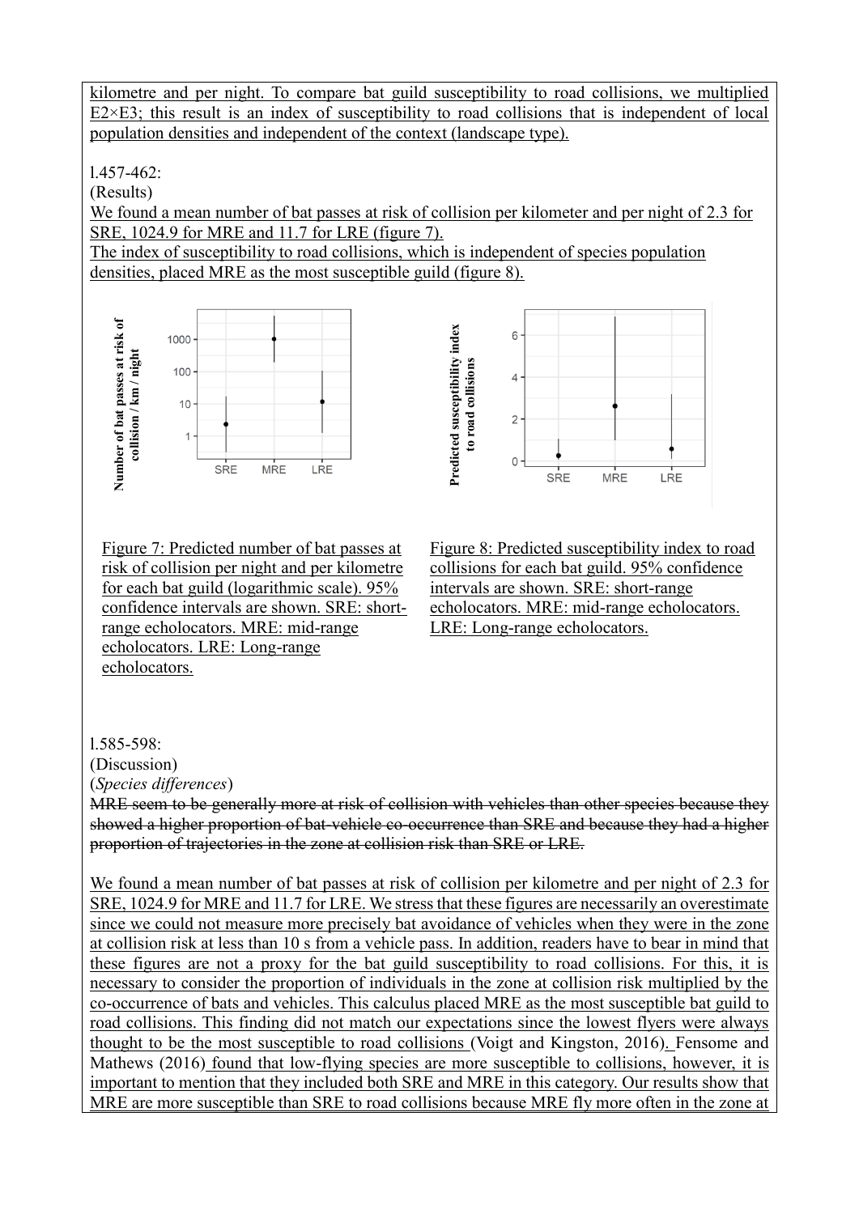kilometre and per night. To compare bat guild susceptibility to road collisions, we multiplied E2×E3; this result is an index of susceptibility to road collisions that is independent of local population densities and independent of the context (landscape type).

l.457-462:

(Results)

We found a mean number of bat passes at risk of collision per kilometer and per night of 2.3 for SRE, 1024.9 for MRE and 11.7 for LRE (figure 7).

The index of susceptibility to road collisions, which is independent of species population densities, placed MRE as the most susceptible guild (figure 8).

Figure 7: Predicted number of bat passes at risk of collision per night and per kilometre for each bat guild (logarithmic scale). 95% confidence intervals are shown. SRE: short-range echolocators. MRE: mid-range echolocators. LRE: Long-range echolocators.

Figure 8: Predicted susceptibility index to road collisions for each bat guild. 95% confidence intervals are shown. SRE: short-range echolocators. MRE: mid-range echolocators. LRE: Long-range echolocators.

l.585-598:

(Discussion)

(*Species differences*)

~~MRE seem to be generally more at risk of collision with vehicles than other species because they showed a higher proportion of bat-vehicle co-occurrence than SRE and because they had a higher proportion of trajectories in the zone at collision risk than SRE or LRE.~~

We found a mean number of bat passes at risk of collision per kilometre and per night of 2.3 for SRE, 1024.9 for MRE and 11.7 for LRE. We stress that these figures are necessarily an overestimate since we could not measure more precisely bat avoidance of vehicles when they were in the zone at collision risk at less than 10 s from a vehicle pass. In addition, readers have to bear in mind that these figures are not a proxy for the bat guild susceptibility to road collisions. For this, it is necessary to consider the proportion of individuals in the zone at collision risk multiplied by the co-occurrence of bats and vehicles. This calculus placed MRE as the most susceptible bat guild to road collisions. This finding did not match our expectations since the lowest flyers were always thought to be the most susceptible to road collisions (Voigt and Kingston, 2016). Fensome and Mathews (2016) found that low-flying species are more susceptible to collisions, however, it is important to mention that they included both SRE and MRE in this category. Our results show that MRE are more susceptible than SRE to road collisions because MRE fly more often in the zone at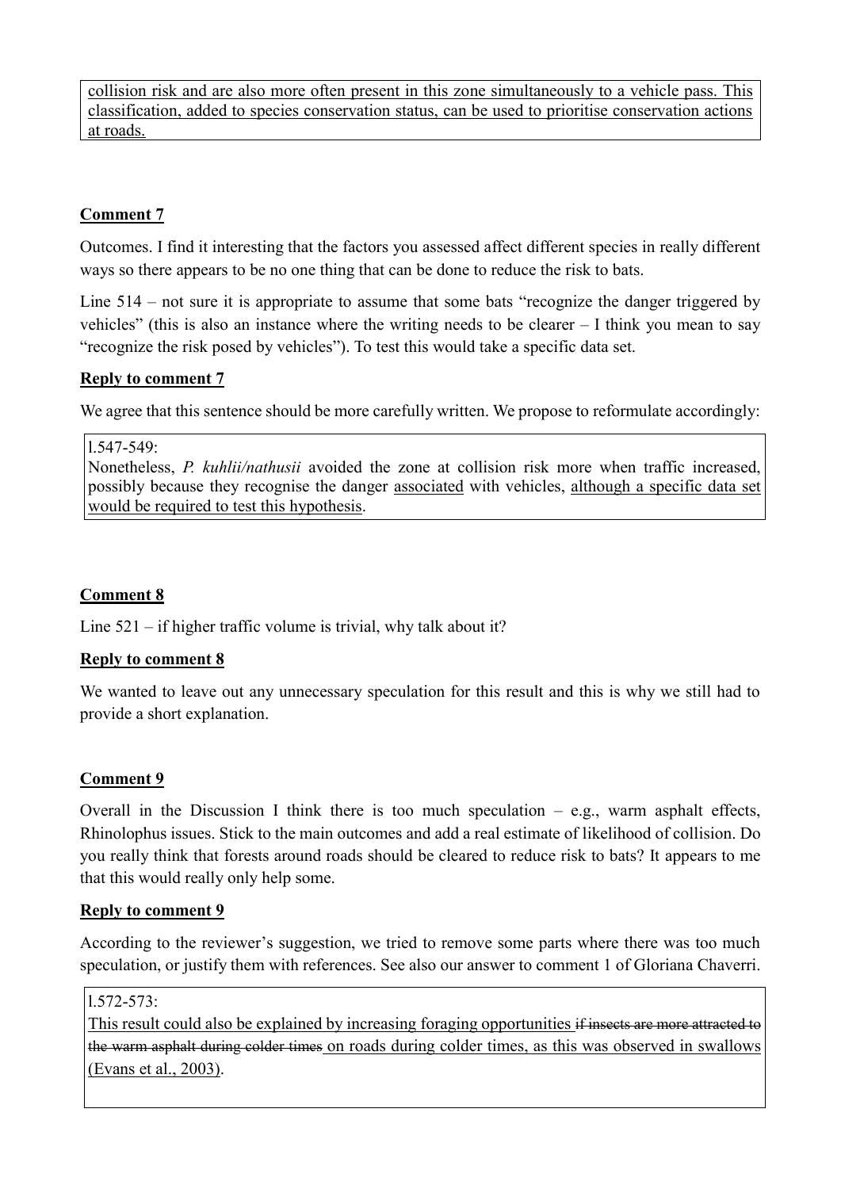collision risk and are also more often present in this zone simultaneously to a vehicle pass. This classification, added to species conservation status, can be used to prioritise conservation actions at roads.

**Comment 7**

Outcomes. I find it interesting that the factors you assessed affect different species in really different ways so there appears to be no one thing that can be done to reduce the risk to bats.

Line 514 – not sure it is appropriate to assume that some bats "recognize the danger triggered by vehicles" (this is also an instance where the writing needs to be clearer – I think you mean to say "recognize the risk posed by vehicles"). To test this would take a specific data set.

**Reply to comment 7**

We agree that this sentence should be more carefully written. We propose to reformulate accordingly:

l.547-549:
Nonetheless, *P. kuhlii/nathusii* avoided the zone at collision risk more when traffic increased, possibly because they recognise the danger associated with vehicles, although a specific data set would be required to test this hypothesis.

**Comment 8**

Line 521 – if higher traffic volume is trivial, why talk about it?

**Reply to comment 8**

We wanted to leave out any unnecessary speculation for this result and this is why we still had to provide a short explanation.

**Comment 9**

Overall in the Discussion I think there is too much speculation – e.g., warm asphalt effects, Rhinolophus issues. Stick to the main outcomes and add a real estimate of likelihood of collision. Do you really think that forests around roads should be cleared to reduce risk to bats? It appears to me that this would really only help some.

**Reply to comment 9**

According to the reviewer's suggestion, we tried to remove some parts where there was too much speculation, or justify them with references. See also our answer to comment 1 of Gloriana Chaverri.

l.572-573:
This result could also be explained by increasing foraging opportunities ~~if insects are more attracted to the warm asphalt during colder times~~ on roads during colder times, as this was observed in swallows (Evans et al., 2003).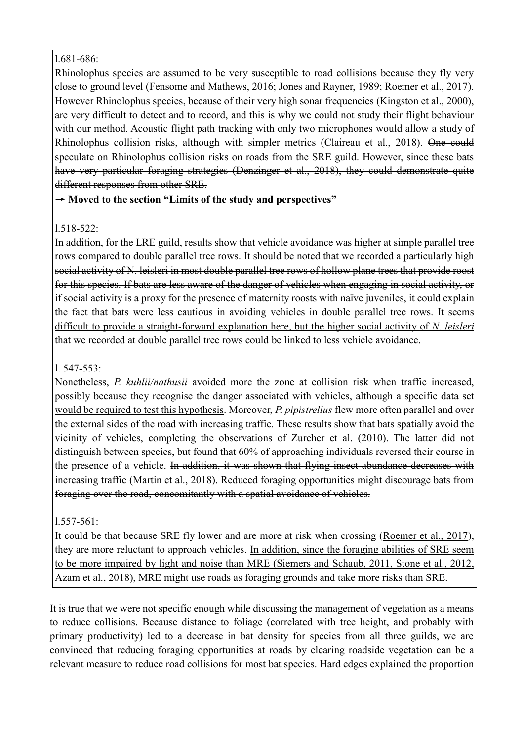l.681-686:

Rhinolophus species are assumed to be very susceptible to road collisions because they fly very close to ground level (Fensome and Mathews, 2016; Jones and Rayner, 1989; Roemer et al., 2017). However Rhinolophus species, because of their very high sonar frequencies (Kingston et al., 2000), are very difficult to detect and to record, and this is why we could not study their flight behaviour with our method. Acoustic flight path tracking with only two microphones would allow a study of Rhinolophus collision risks, although with simpler metrics (Claireau et al., 2018). ~~One could speculate on Rhinolophus collision risks on roads from the SRE guild. However, since these bats have very particular foraging strategies (Denzinger et al., 2018), they could demonstrate quite different responses from other SRE.~~

→ **Moved to the section "Limits of the study and perspectives"**

l.518-522:

In addition, for the LRE guild, results show that vehicle avoidance was higher at simple parallel tree rows compared to double parallel tree rows. ~~It should be noted that we recorded a particularly high social activity of N. leisleri in most double parallel tree rows of hollow plane trees that provide roost for this species. If bats are less aware of the danger of vehicles when engaging in social activity, or if social activity is a proxy for the presence of maternity roosts with naïve juveniles, it could explain the fact that bats were less cautious in avoiding vehicles in double parallel tree rows.~~ <u>It seems difficult to provide a straight-forward explanation here, but the higher social activity of *N. leisleri* that we recorded at double parallel tree rows could be linked to less vehicle avoidance.</u>

l. 547-553:

Nonetheless, *P. kuhlii/nathusii* avoided more the zone at collision risk when traffic increased, possibly because they recognise the danger <u>associated</u> with vehicles, <u>although a specific data set would be required to test this hypothesis</u>. Moreover, *P. pipistrellus* flew more often parallel and over the external sides of the road with increasing traffic. These results show that bats spatially avoid the vicinity of vehicles, completing the observations of Zurcher et al. (2010). The latter did not distinguish between species, but found that 60% of approaching individuals reversed their course in the presence of a vehicle. ~~In addition, it was shown that flying insect abundance decreases with increasing traffic (Martin et al., 2018). Reduced foraging opportunities might discourage bats from foraging over the road, concomitantly with a spatial avoidance of vehicles.~~

l.557-561:

It could be that because SRE fly lower and are more at risk when crossing (<u>Roemer et al., 2017</u>), they are more reluctant to approach vehicles. <u>In addition, since the foraging abilities of SRE seem to be more impaired by light and noise than MRE (Siemers and Schaub, 2011, Stone et al., 2012, Azam et al., 2018), MRE might use roads as foraging grounds and take more risks than SRE.</u>

It is true that we were not specific enough while discussing the management of vegetation as a means to reduce collisions. Because distance to foliage (correlated with tree height, and probably with primary productivity) led to a decrease in bat density for species from all three guilds, we are convinced that reducing foraging opportunities at roads by clearing roadside vegetation can be a relevant measure to reduce road collisions for most bat species. Hard edges explained the proportion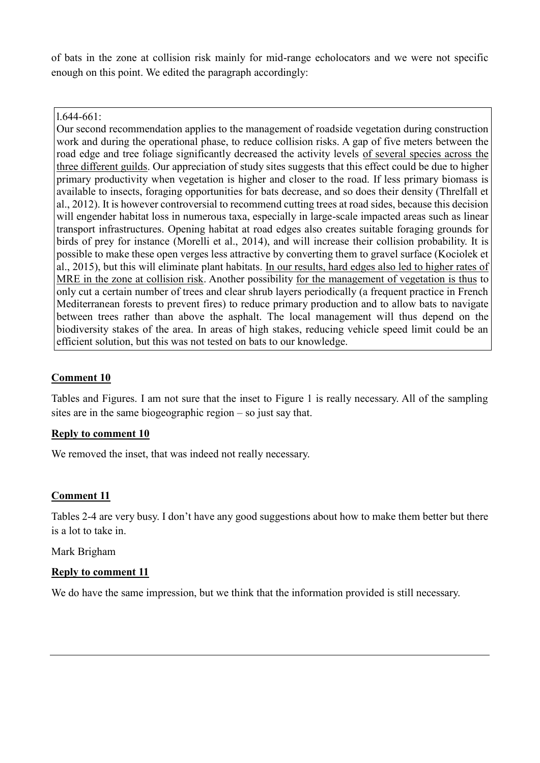of bats in the zone at collision risk mainly for mid-range echolocators and we were not specific enough on this point. We edited the paragraph accordingly:

> l.644-661:
> Our second recommendation applies to the management of roadside vegetation during construction work and during the operational phase, to reduce collision risks. A gap of five meters between the road edge and tree foliage significantly decreased the activity levels <u>of several species across the three different guilds</u>. Our appreciation of study sites suggests that this effect could be due to higher primary productivity when vegetation is higher and closer to the road. If less primary biomass is available to insects, foraging opportunities for bats decrease, and so does their density (Threlfall et al., 2012). It is however controversial to recommend cutting trees at road sides, because this decision will engender habitat loss in numerous taxa, especially in large-scale impacted areas such as linear transport infrastructures. Opening habitat at road edges also creates suitable foraging grounds for birds of prey for instance (Morelli et al., 2014), and will increase their collision probability. It is possible to make these open verges less attractive by converting them to gravel surface (Kociolek et al., 2015), but this will eliminate plant habitats. <u>In our results, hard edges also led to higher rates of MRE in the zone at collision risk</u>. Another possibility <u>for the management of vegetation is thus</u> to only cut a certain number of trees and clear shrub layers periodically (a frequent practice in French Mediterranean forests to prevent fires) to reduce primary production and to allow bats to navigate between trees rather than above the asphalt. The local management will thus depend on the biodiversity stakes of the area. In areas of high stakes, reducing vehicle speed limit could be an efficient solution, but this was not tested on bats to our knowledge.

**<u>Comment 10</u>**

Tables and Figures. I am not sure that the inset to Figure 1 is really necessary. All of the sampling sites are in the same biogeographic region – so just say that.

**<u>Reply to comment 10</u>**

We removed the inset, that was indeed not really necessary.

**<u>Comment 11</u>**

Tables 2-4 are very busy. I don't have any good suggestions about how to make them better but there is a lot to take in.

Mark Brigham

**<u>Reply to comment 11</u>**

We do have the same impression, but we think that the information provided is still necessary.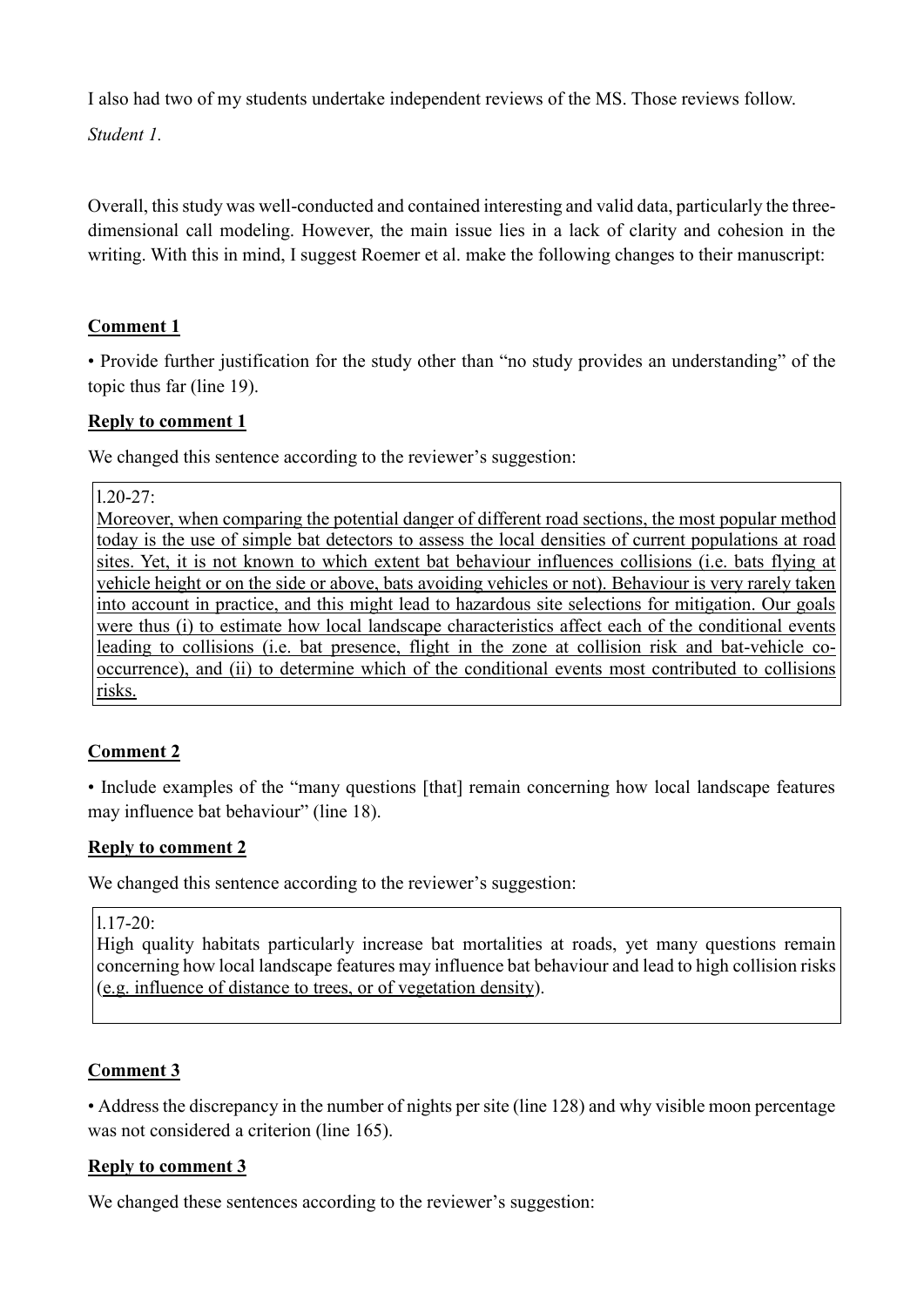I also had two of my students undertake independent reviews of the MS. Those reviews follow.

*Student 1.*

Overall, this study was well-conducted and contained interesting and valid data, particularly the three-dimensional call modeling. However, the main issue lies in a lack of clarity and cohesion in the writing. With this in mind, I suggest Roemer et al. make the following changes to their manuscript:

**Comment 1**

• Provide further justification for the study other than "no study provides an understanding" of the topic thus far (line 19).

**Reply to comment 1**

We changed this sentence according to the reviewer's suggestion:

> l.20-27:
> Moreover, when comparing the potential danger of different road sections, the most popular method today is the use of simple bat detectors to assess the local densities of current populations at road sites. Yet, it is not known to which extent bat behaviour influences collisions (i.e. bats flying at vehicle height or on the side or above, bats avoiding vehicles or not). Behaviour is very rarely taken into account in practice, and this might lead to hazardous site selections for mitigation. Our goals were thus (i) to estimate how local landscape characteristics affect each of the conditional events leading to collisions (i.e. bat presence, flight in the zone at collision risk and bat-vehicle co-occurrence), and (ii) to determine which of the conditional events most contributed to collisions risks.

**Comment 2**

• Include examples of the "many questions [that] remain concerning how local landscape features may influence bat behaviour" (line 18).

**Reply to comment 2**

We changed this sentence according to the reviewer's suggestion:

> l.17-20:
> High quality habitats particularly increase bat mortalities at roads, yet many questions remain concerning how local landscape features may influence bat behaviour and lead to high collision risks (e.g. influence of distance to trees, or of vegetation density).

**Comment 3**

• Address the discrepancy in the number of nights per site (line 128) and why visible moon percentage was not considered a criterion (line 165).

**Reply to comment 3**

We changed these sentences according to the reviewer's suggestion: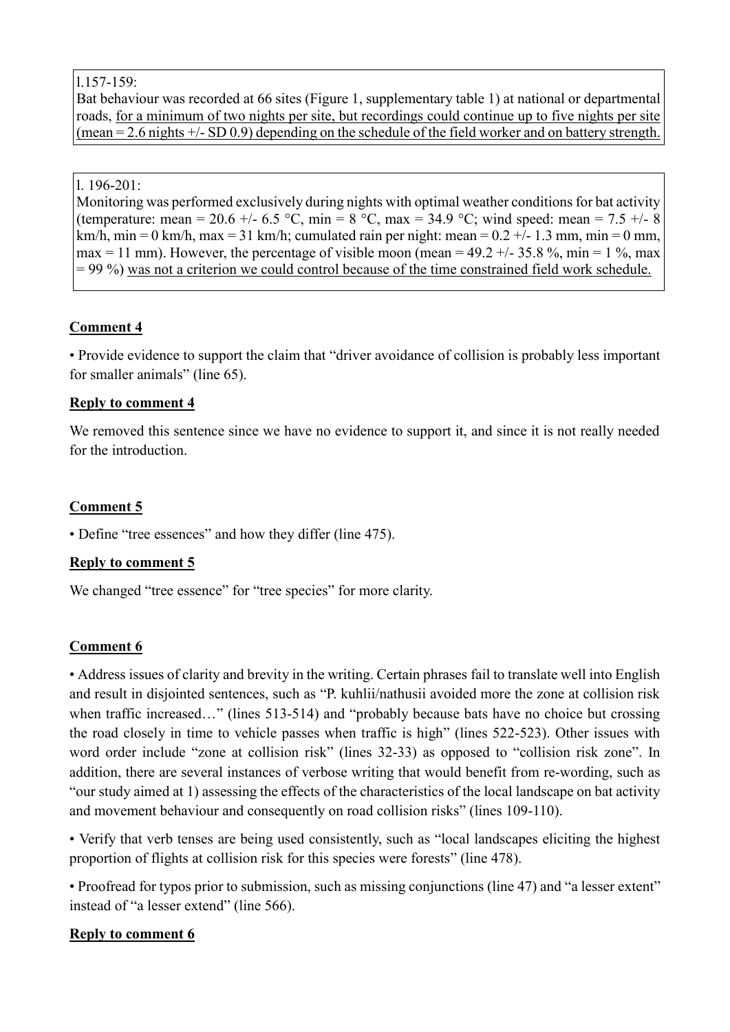l.157-159:
Bat behaviour was recorded at 66 sites (Figure 1, supplementary table 1) at national or departmental roads, <u>for a minimum of two nights per site, but recordings could continue up to five nights per site (mean = 2.6 nights +/- SD 0.9) depending on the schedule of the field worker and on battery strength.</u>

l. 196-201:
Monitoring was performed exclusively during nights with optimal weather conditions for bat activity (temperature: mean = 20.6 +/- 6.5 °C, min = 8 °C, max = 34.9 °C; wind speed: mean = 7.5 +/- 8 km/h, min = 0 km/h, max = 31 km/h; cumulated rain per night: mean = 0.2 +/- 1.3 mm, min = 0 mm, max = 11 mm). However, the percentage of visible moon (mean = 49.2 +/- 35.8 %, min = 1 %, max = 99 %) <u>was not a criterion we could control because of the time constrained field work schedule.</u>

**<u>Comment 4</u>**

• Provide evidence to support the claim that "driver avoidance of collision is probably less important for smaller animals" (line 65).

**<u>Reply to comment 4</u>**

We removed this sentence since we have no evidence to support it, and since it is not really needed for the introduction.

**<u>Comment 5</u>**

• Define "tree essences" and how they differ (line 475).

**<u>Reply to comment 5</u>**

We changed "tree essence" for "tree species" for more clarity.

**<u>Comment 6</u>**

• Address issues of clarity and brevity in the writing. Certain phrases fail to translate well into English and result in disjointed sentences, such as "P. kuhlii/nathusii avoided more the zone at collision risk when traffic increased…" (lines 513-514) and "probably because bats have no choice but crossing the road closely in time to vehicle passes when traffic is high" (lines 522-523). Other issues with word order include "zone at collision risk" (lines 32-33) as opposed to "collision risk zone". In addition, there are several instances of verbose writing that would benefit from re-wording, such as "our study aimed at 1) assessing the effects of the characteristics of the local landscape on bat activity and movement behaviour and consequently on road collision risks" (lines 109-110).

• Verify that verb tenses are being used consistently, such as "local landscapes eliciting the highest proportion of flights at collision risk for this species were forests" (line 478).

• Proofread for typos prior to submission, such as missing conjunctions (line 47) and "a lesser extent" instead of "a lesser extend" (line 566).

**<u>Reply to comment 6</u>**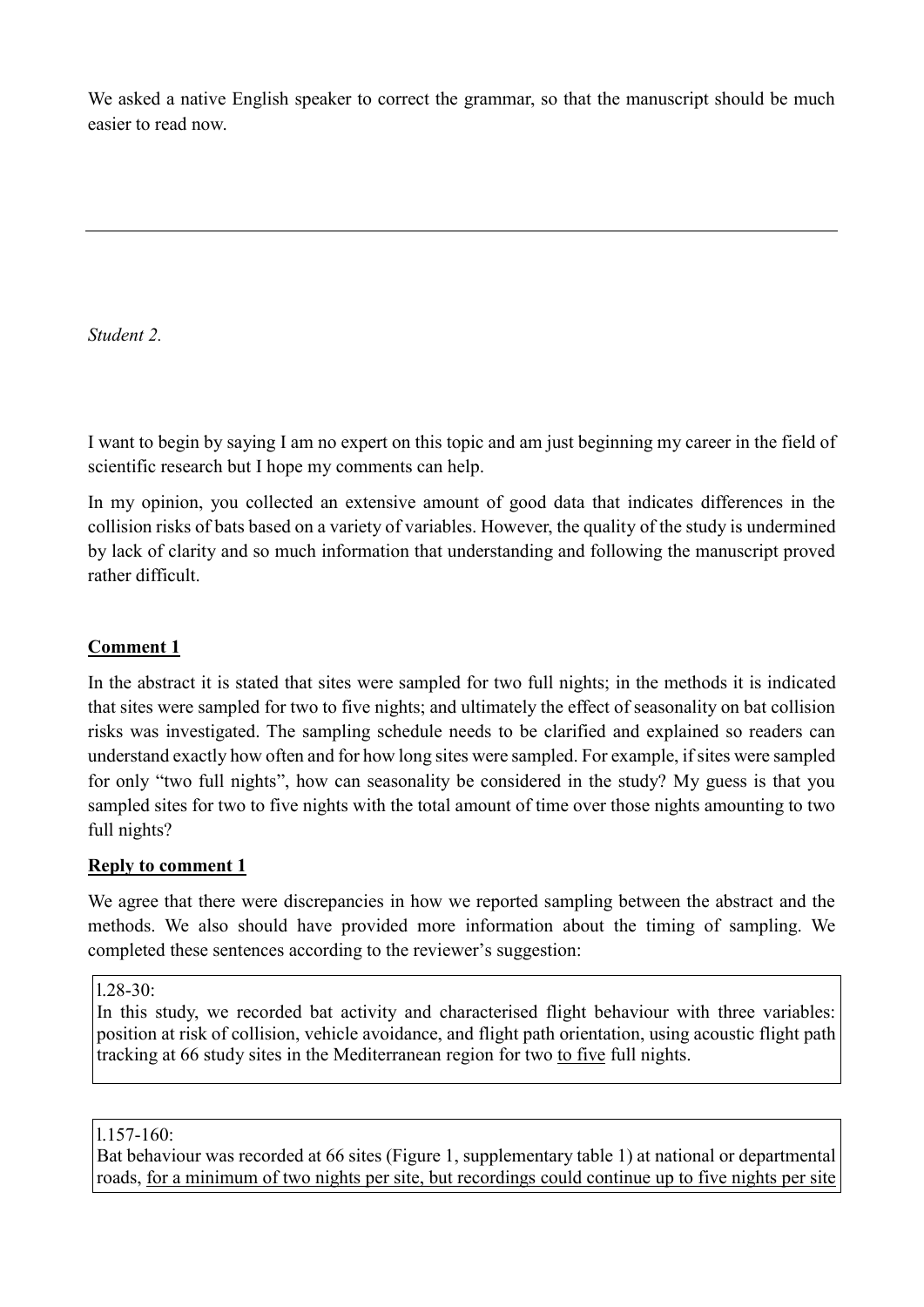We asked a native English speaker to correct the grammar, so that the manuscript should be much easier to read now.

---

*Student 2.*

I want to begin by saying I am no expert on this topic and am just beginning my career in the field of scientific research but I hope my comments can help.

In my opinion, you collected an extensive amount of good data that indicates differences in the collision risks of bats based on a variety of variables. However, the quality of the study is undermined by lack of clarity and so much information that understanding and following the manuscript proved rather difficult.

**Comment 1**

In the abstract it is stated that sites were sampled for two full nights; in the methods it is indicated that sites were sampled for two to five nights; and ultimately the effect of seasonality on bat collision risks was investigated. The sampling schedule needs to be clarified and explained so readers can understand exactly how often and for how long sites were sampled. For example, if sites were sampled for only "two full nights", how can seasonality be considered in the study? My guess is that you sampled sites for two to five nights with the total amount of time over those nights amounting to two full nights?

**Reply to comment 1**

We agree that there were discrepancies in how we reported sampling between the abstract and the methods. We also should have provided more information about the timing of sampling. We completed these sentences according to the reviewer's suggestion:

> l.28-30:
> In this study, we recorded bat activity and characterised flight behaviour with three variables: position at risk of collision, vehicle avoidance, and flight path orientation, using acoustic flight path tracking at 66 study sites in the Mediterranean region for two to five full nights.

> l.157-160:
> Bat behaviour was recorded at 66 sites (Figure 1, supplementary table 1) at national or departmental roads, for a minimum of two nights per site, but recordings could continue up to five nights per site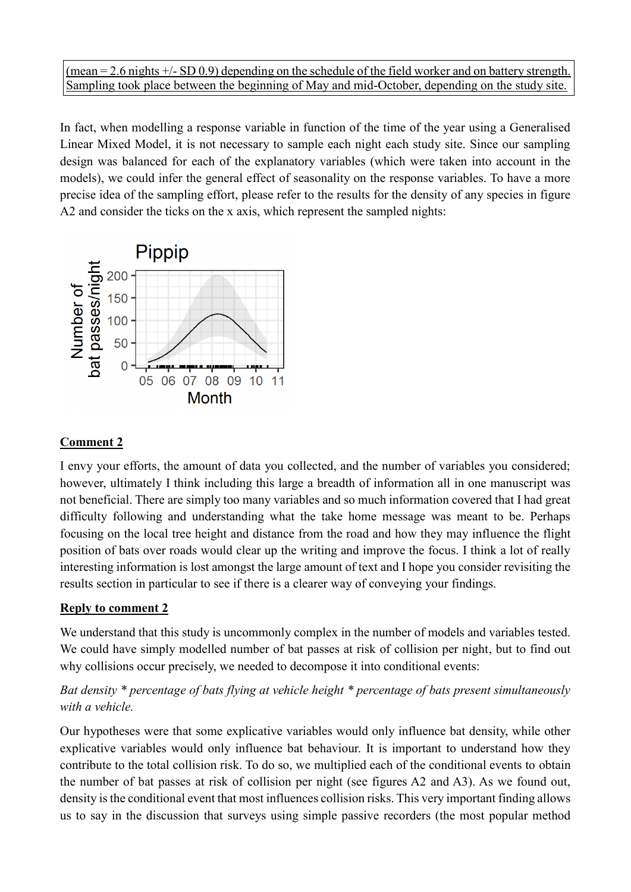(mean = 2.6 nights +/- SD 0.9) depending on the schedule of the field worker and on battery strength. Sampling took place between the beginning of May and mid-October, depending on the study site.

In fact, when modelling a response variable in function of the time of the year using a Generalised Linear Mixed Model, it is not necessary to sample each night each study site. Since our sampling design was balanced for each of the explanatory variables (which were taken into account in the models), we could infer the general effect of seasonality on the response variables. To have a more precise idea of the sampling effort, please refer to the results for the density of any species in figure A2 and consider the ticks on the x axis, which represent the sampled nights:

**Comment 2**

I envy your efforts, the amount of data you collected, and the number of variables you considered; however, ultimately I think including this large a breadth of information all in one manuscript was not beneficial. There are simply too many variables and so much information covered that I had great difficulty following and understanding what the take home message was meant to be. Perhaps focusing on the local tree height and distance from the road and how they may influence the flight position of bats over roads would clear up the writing and improve the focus. I think a lot of really interesting information is lost amongst the large amount of text and I hope you consider revisiting the results section in particular to see if there is a clearer way of conveying your findings.

**Reply to comment 2**

We understand that this study is uncommonly complex in the number of models and variables tested. We could have simply modelled number of bat passes at risk of collision per night, but to find out why collisions occur precisely, we needed to decompose it into conditional events:

*Bat density * percentage of bats flying at vehicle height * percentage of bats present simultaneously with a vehicle.*

Our hypotheses were that some explicative variables would only influence bat density, while other explicative variables would only influence bat behaviour. It is important to understand how they contribute to the total collision risk. To do so, we multiplied each of the conditional events to obtain the number of bat passes at risk of collision per night (see figures A2 and A3). As we found out, density is the conditional event that most influences collision risks. This very important finding allows us to say in the discussion that surveys using simple passive recorders (the most popular method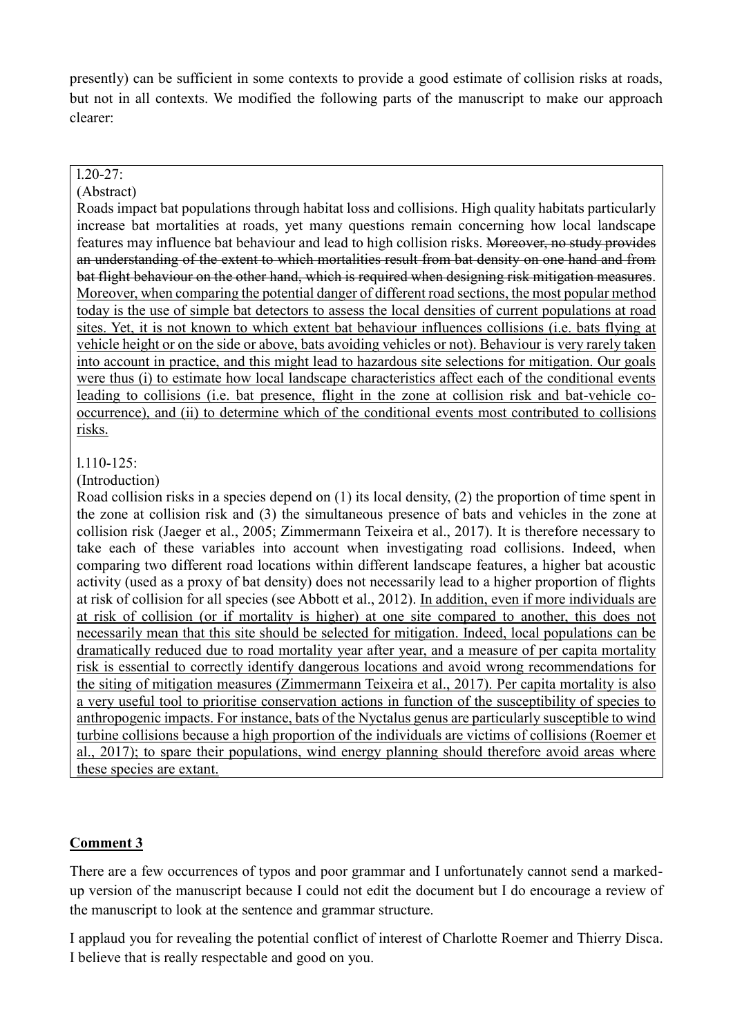presently) can be sufficient in some contexts to provide a good estimate of collision risks at roads, but not in all contexts. We modified the following parts of the manuscript to make our approach clearer:

> l.20-27:
>
> (Abstract)
>
> Roads impact bat populations through habitat loss and collisions. High quality habitats particularly increase bat mortalities at roads, yet many questions remain concerning how local landscape features may influence bat behaviour and lead to high collision risks. ~~Moreover, no study provides an understanding of the extent to which mortalities result from bat density on one hand and from bat flight behaviour on the other hand, which is required when designing risk mitigation measures~~. <u>Moreover, when comparing the potential danger of different road sections, the most popular method today is the use of simple bat detectors to assess the local densities of current populations at road sites. Yet, it is not known to which extent bat behaviour influences collisions (i.e. bats flying at vehicle height or on the side or above, bats avoiding vehicles or not). Behaviour is very rarely taken into account in practice, and this might lead to hazardous site selections for mitigation. Our goals were thus (i) to estimate how local landscape characteristics affect each of the conditional events leading to collisions (i.e. bat presence, flight in the zone at collision risk and bat-vehicle co-occurrence), and (ii) to determine which of the conditional events most contributed to collisions risks.</u>
>
> l.110-125:
>
> (Introduction)
>
> Road collision risks in a species depend on (1) its local density, (2) the proportion of time spent in the zone at collision risk and (3) the simultaneous presence of bats and vehicles in the zone at collision risk (Jaeger et al., 2005; Zimmermann Teixeira et al., 2017). It is therefore necessary to take each of these variables into account when investigating road collisions. Indeed, when comparing two different road locations within different landscape features, a higher bat acoustic activity (used as a proxy of bat density) does not necessarily lead to a higher proportion of flights at risk of collision for all species (see Abbott et al., 2012). <u>In addition, even if more individuals are at risk of collision (or if mortality is higher) at one site compared to another, this does not necessarily mean that this site should be selected for mitigation. Indeed, local populations can be dramatically reduced due to road mortality year after year, and a measure of per capita mortality risk is essential to correctly identify dangerous locations and avoid wrong recommendations for the siting of mitigation measures (Zimmermann Teixeira et al., 2017). Per capita mortality is also a very useful tool to prioritise conservation actions in function of the susceptibility of species to anthropogenic impacts. For instance, bats of the Nyctalus genus are particularly susceptible to wind turbine collisions because a high proportion of the individuals are victims of collisions (Roemer et al., 2017); to spare their populations, wind energy planning should therefore avoid areas where these species are extant.</u>

## Comment 3

There are a few occurrences of typos and poor grammar and I unfortunately cannot send a marked-up version of the manuscript because I could not edit the document but I do encourage a review of the manuscript to look at the sentence and grammar structure.

I applaud you for revealing the potential conflict of interest of Charlotte Roemer and Thierry Disca. I believe that is really respectable and good on you.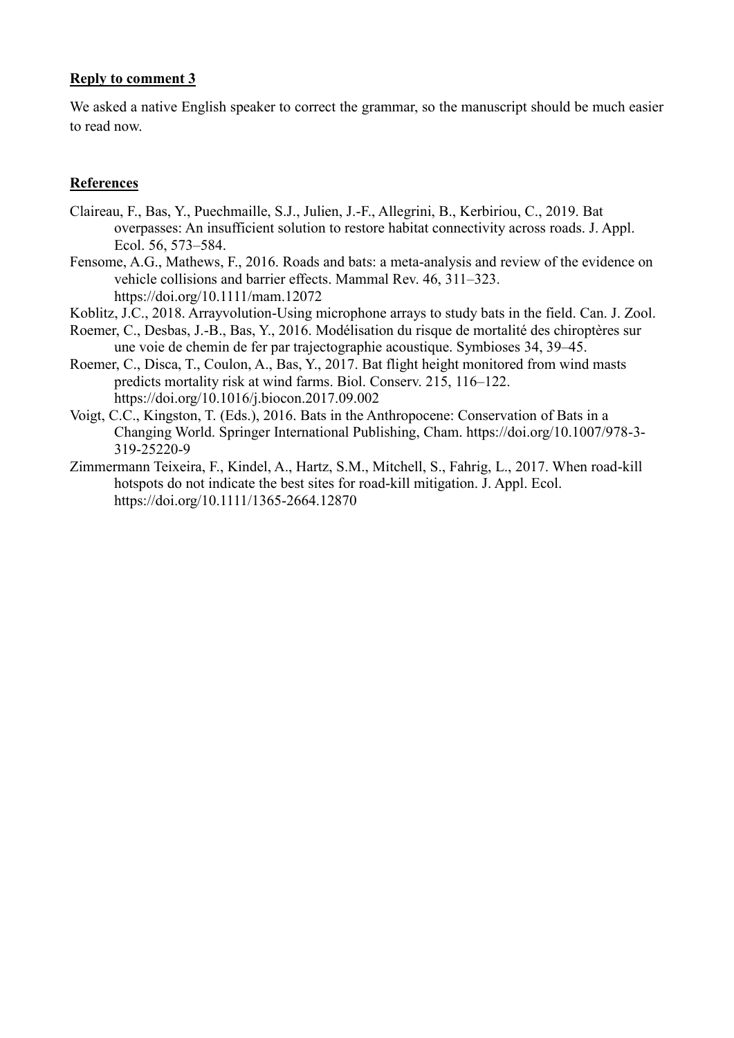**Reply to comment 3**

We asked a native English speaker to correct the grammar, so the manuscript should be much easier to read now.

**References**

Claireau, F., Bas, Y., Puechmaille, S.J., Julien, J.-F., Allegrini, B., Kerbiriou, C., 2019. Bat overpasses: An insufficient solution to restore habitat connectivity across roads. J. Appl. Ecol. 56, 573–584.

Fensome, A.G., Mathews, F., 2016. Roads and bats: a meta-analysis and review of the evidence on vehicle collisions and barrier effects. Mammal Rev. 46, 311–323. https://doi.org/10.1111/mam.12072

Koblitz, J.C., 2018. Arrayvolution-Using microphone arrays to study bats in the field. Can. J. Zool.

Roemer, C., Desbas, J.-B., Bas, Y., 2016. Modélisation du risque de mortalité des chiroptères sur une voie de chemin de fer par trajectographie acoustique. Symbioses 34, 39–45.

Roemer, C., Disca, T., Coulon, A., Bas, Y., 2017. Bat flight height monitored from wind masts predicts mortality risk at wind farms. Biol. Conserv. 215, 116–122. https://doi.org/10.1016/j.biocon.2017.09.002

Voigt, C.C., Kingston, T. (Eds.), 2016. Bats in the Anthropocene: Conservation of Bats in a Changing World. Springer International Publishing, Cham. https://doi.org/10.1007/978-3-319-25220-9

Zimmermann Teixeira, F., Kindel, A., Hartz, S.M., Mitchell, S., Fahrig, L., 2017. When road-kill hotspots do not indicate the best sites for road-kill mitigation. J. Appl. Ecol. https://doi.org/10.1111/1365-2664.12870